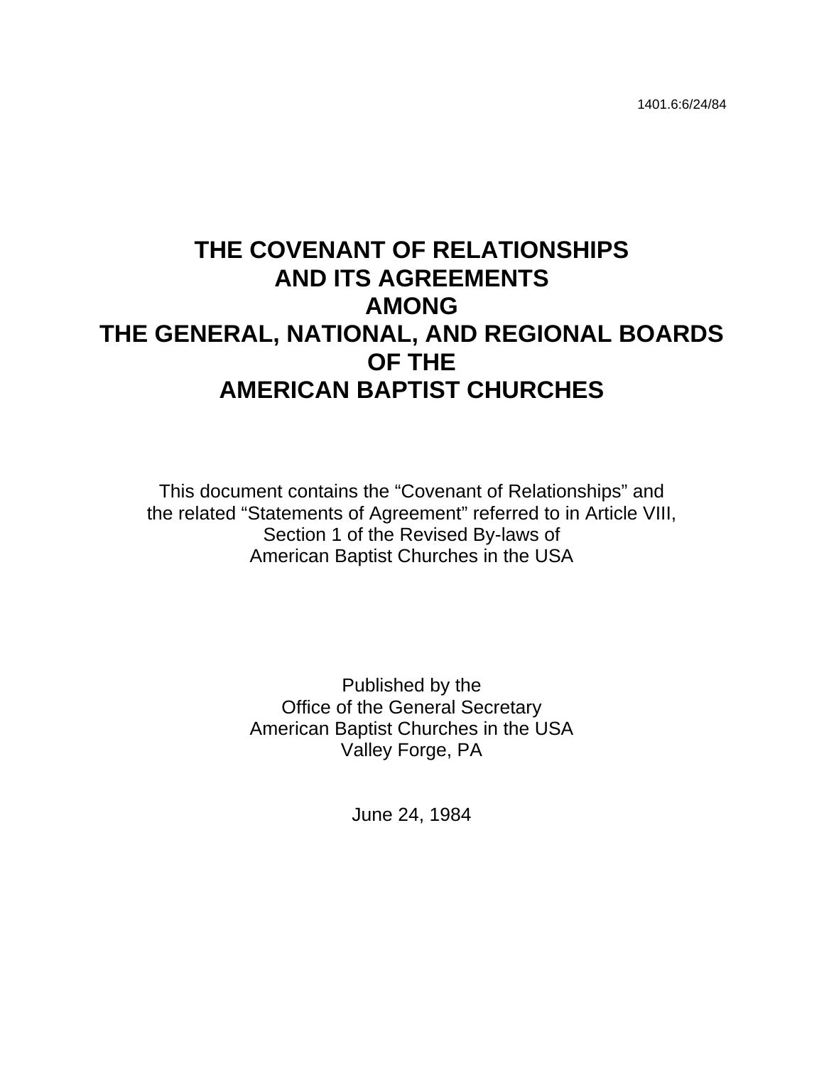1401.6:6/24/84

# THE COVENANT OF RELATIONSHIPS AND ITS AGREEMENTS AMONG THE GENERAL, NATIONAL, AND REGIONAL BOARDS OF THE AMERICAN BAPTIST CHURCHES

This document contains the “Covenant of Relationships” and the related “Statements of Agreement” referred to in Article VIII, Section 1 of the Revised By-laws of American Baptist Churches in the USA

Published by the
Office of the General Secretary
American Baptist Churches in the USA
Valley Forge, PA

June 24, 1984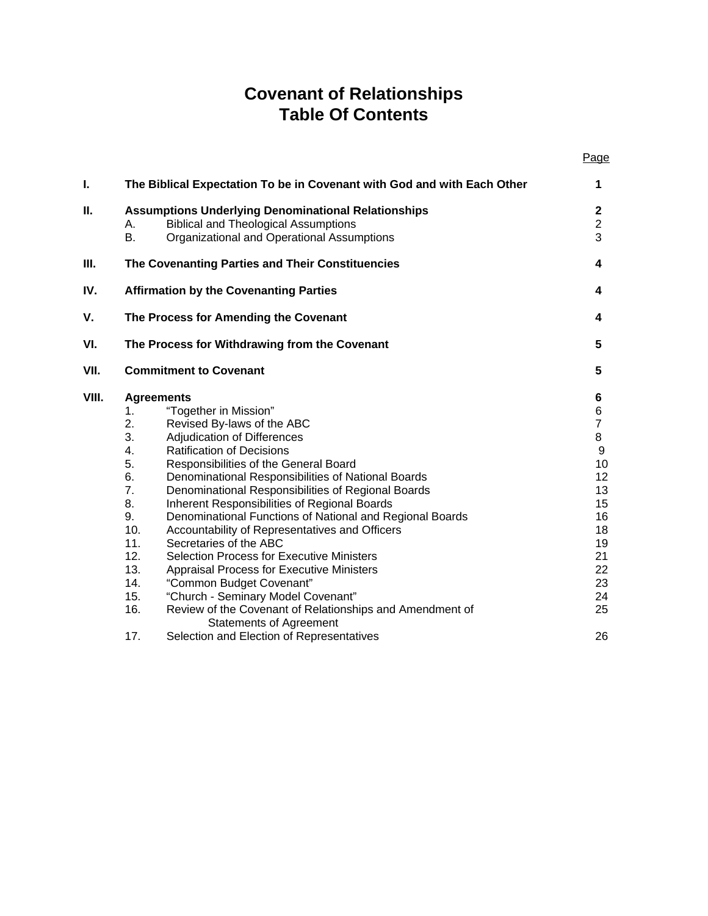# Covenant of Relationships
# Table Of Contents

| | | Page |
|---|---|---|
| **I.** | **The Biblical Expectation To be in Covenant with God and with Each Other** | **1** |
| **II.** | **Assumptions Underlying Denominational Relationships** | **2** |
| | A. Biblical and Theological Assumptions | 2 |
| | B. Organizational and Operational Assumptions | 3 |
| **III.** | **The Covenanting Parties and Their Constituencies** | **4** |
| **IV.** | **Affirmation by the Covenanting Parties** | **4** |
| **V.** | **The Process for Amending the Covenant** | **4** |
| **VI.** | **The Process for Withdrawing from the Covenant** | **5** |
| **VII.** | **Commitment to Covenant** | **5** |
| **VIII.** | **Agreements** | **6** |
| | 1. "Together in Mission" | 6 |
| | 2. Revised By-laws of the ABC | 7 |
| | 3. Adjudication of Differences | 8 |
| | 4. Ratification of Decisions | 9 |
| | 5. Responsibilities of the General Board | 10 |
| | 6. Denominational Responsibilities of National Boards | 12 |
| | 7. Denominational Responsibilities of Regional Boards | 13 |
| | 8. Inherent Responsibilities of Regional Boards | 15 |
| | 9. Denominational Functions of National and Regional Boards | 16 |
| | 10. Accountability of Representatives and Officers | 18 |
| | 11. Secretaries of the ABC | 19 |
| | 12. Selection Process for Executive Ministers | 21 |
| | 13. Appraisal Process for Executive Ministers | 22 |
| | 14. "Common Budget Covenant" | 23 |
| | 15. "Church - Seminary Model Covenant" | 24 |
| | 16. Review of the Covenant of Relationships and Amendment of Statements of Agreement | 25 |
| | 17. Selection and Election of Representatives | 26 |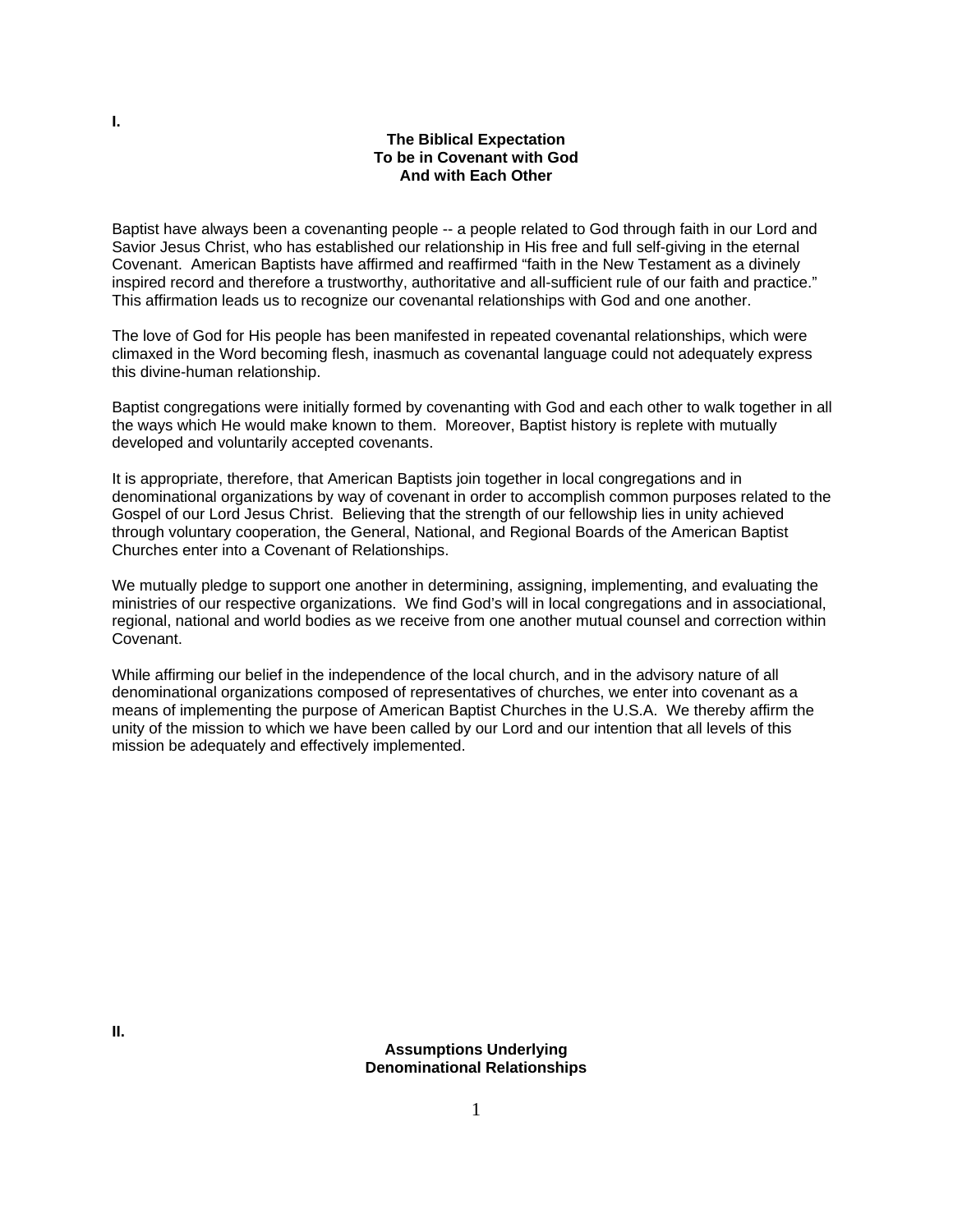**I.**

## The Biblical Expectation To be in Covenant with God And with Each Other

Baptist have always been a covenanting people -- a people related to God through faith in our Lord and Savior Jesus Christ, who has established our relationship in His free and full self-giving in the eternal Covenant. American Baptists have affirmed and reaffirmed "faith in the New Testament as a divinely inspired record and therefore a trustworthy, authoritative and all-sufficient rule of our faith and practice." This affirmation leads us to recognize our covenantal relationships with God and one another.

The love of God for His people has been manifested in repeated covenantal relationships, which were climaxed in the Word becoming flesh, inasmuch as covenantal language could not adequately express this divine-human relationship.

Baptist congregations were initially formed by covenanting with God and each other to walk together in all the ways which He would make known to them. Moreover, Baptist history is replete with mutually developed and voluntarily accepted covenants.

It is appropriate, therefore, that American Baptists join together in local congregations and in denominational organizations by way of covenant in order to accomplish common purposes related to the Gospel of our Lord Jesus Christ. Believing that the strength of our fellowship lies in unity achieved through voluntary cooperation, the General, National, and Regional Boards of the American Baptist Churches enter into a Covenant of Relationships.

We mutually pledge to support one another in determining, assigning, implementing, and evaluating the ministries of our respective organizations. We find God's will in local congregations and in associational, regional, national and world bodies as we receive from one another mutual counsel and correction within Covenant.

While affirming our belief in the independence of the local church, and in the advisory nature of all denominational organizations composed of representatives of churches, we enter into covenant as a means of implementing the purpose of American Baptist Churches in the U.S.A. We thereby affirm the unity of the mission to which we have been called by our Lord and our intention that all levels of this mission be adequately and effectively implemented.

**II.**

## Assumptions Underlying Denominational Relationships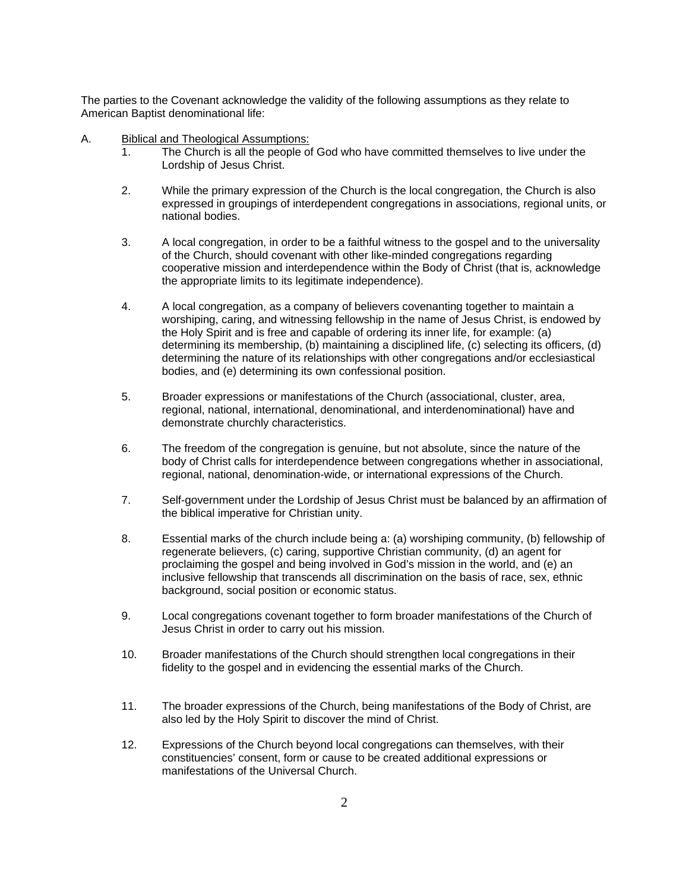The parties to the Covenant acknowledge the validity of the following assumptions as they relate to American Baptist denominational life:

A. <u>Biblical and Theological Assumptions:</u>

1. The Church is all the people of God who have committed themselves to live under the Lordship of Jesus Christ.

2. While the primary expression of the Church is the local congregation, the Church is also expressed in groupings of interdependent congregations in associations, regional units, or national bodies.

3. A local congregation, in order to be a faithful witness to the gospel and to the universality of the Church, should covenant with other like-minded congregations regarding cooperative mission and interdependence within the Body of Christ (that is, acknowledge the appropriate limits to its legitimate independence).

4. A local congregation, as a company of believers covenanting together to maintain a worshiping, caring, and witnessing fellowship in the name of Jesus Christ, is endowed by the Holy Spirit and is free and capable of ordering its inner life, for example: (a) determining its membership, (b) maintaining a disciplined life, (c) selecting its officers, (d) determining the nature of its relationships with other congregations and/or ecclesiastical bodies, and (e) determining its own confessional position.

5. Broader expressions or manifestations of the Church (associational, cluster, area, regional, national, international, denominational, and interdenominational) have and demonstrate churchly characteristics.

6. The freedom of the congregation is genuine, but not absolute, since the nature of the body of Christ calls for interdependence between congregations whether in associational, regional, national, denomination-wide, or international expressions of the Church.

7. Self-government under the Lordship of Jesus Christ must be balanced by an affirmation of the biblical imperative for Christian unity.

8. Essential marks of the church include being a: (a) worshiping community, (b) fellowship of regenerate believers, (c) caring, supportive Christian community, (d) an agent for proclaiming the gospel and being involved in God's mission in the world, and (e) an inclusive fellowship that transcends all discrimination on the basis of race, sex, ethnic background, social position or economic status.

9. Local congregations covenant together to form broader manifestations of the Church of Jesus Christ in order to carry out his mission.

10. Broader manifestations of the Church should strengthen local congregations in their fidelity to the gospel and in evidencing the essential marks of the Church.

11. The broader expressions of the Church, being manifestations of the Body of Christ, are also led by the Holy Spirit to discover the mind of Christ.

12. Expressions of the Church beyond local congregations can themselves, with their constituencies' consent, form or cause to be created additional expressions or manifestations of the Universal Church.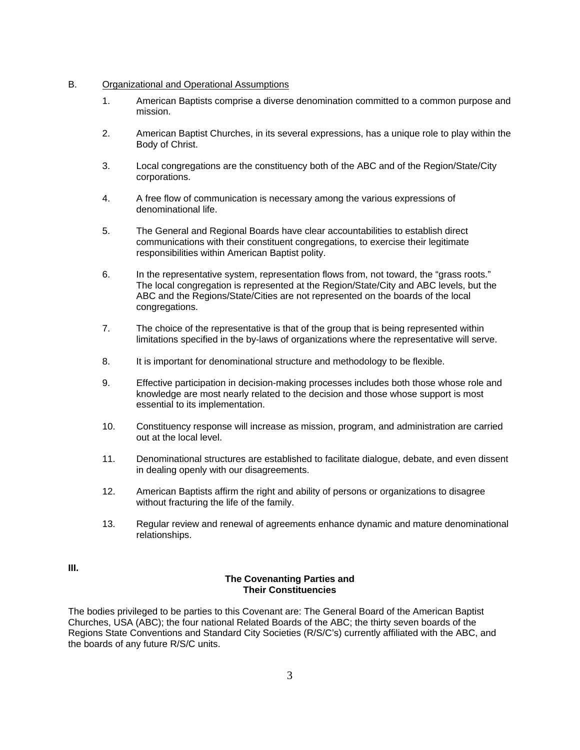B. Organizational and Operational Assumptions

1. American Baptists comprise a diverse denomination committed to a common purpose and mission.

2. American Baptist Churches, in its several expressions, has a unique role to play within the Body of Christ.

3. Local congregations are the constituency both of the ABC and of the Region/State/City corporations.

4. A free flow of communication is necessary among the various expressions of denominational life.

5. The General and Regional Boards have clear accountabilities to establish direct communications with their constituent congregations, to exercise their legitimate responsibilities within American Baptist polity.

6. In the representative system, representation flows from, not toward, the "grass roots." The local congregation is represented at the Region/State/City and ABC levels, but the ABC and the Regions/State/Cities are not represented on the boards of the local congregations.

7. The choice of the representative is that of the group that is being represented within limitations specified in the by-laws of organizations where the representative will serve.

8. It is important for denominational structure and methodology to be flexible.

9. Effective participation in decision-making processes includes both those whose role and knowledge are most nearly related to the decision and those whose support is most essential to its implementation.

10. Constituency response will increase as mission, program, and administration are carried out at the local level.

11. Denominational structures are established to facilitate dialogue, debate, and even dissent in dealing openly with our disagreements.

12. American Baptists affirm the right and ability of persons or organizations to disagree without fracturing the life of the family.

13. Regular review and renewal of agreements enhance dynamic and mature denominational relationships.

## III. The Covenanting Parties and Their Constituencies

The bodies privileged to be parties to this Covenant are: The General Board of the American Baptist Churches, USA (ABC); the four national Related Boards of the ABC; the thirty seven boards of the Regions State Conventions and Standard City Societies (R/S/C's) currently affiliated with the ABC, and the boards of any future R/S/C units.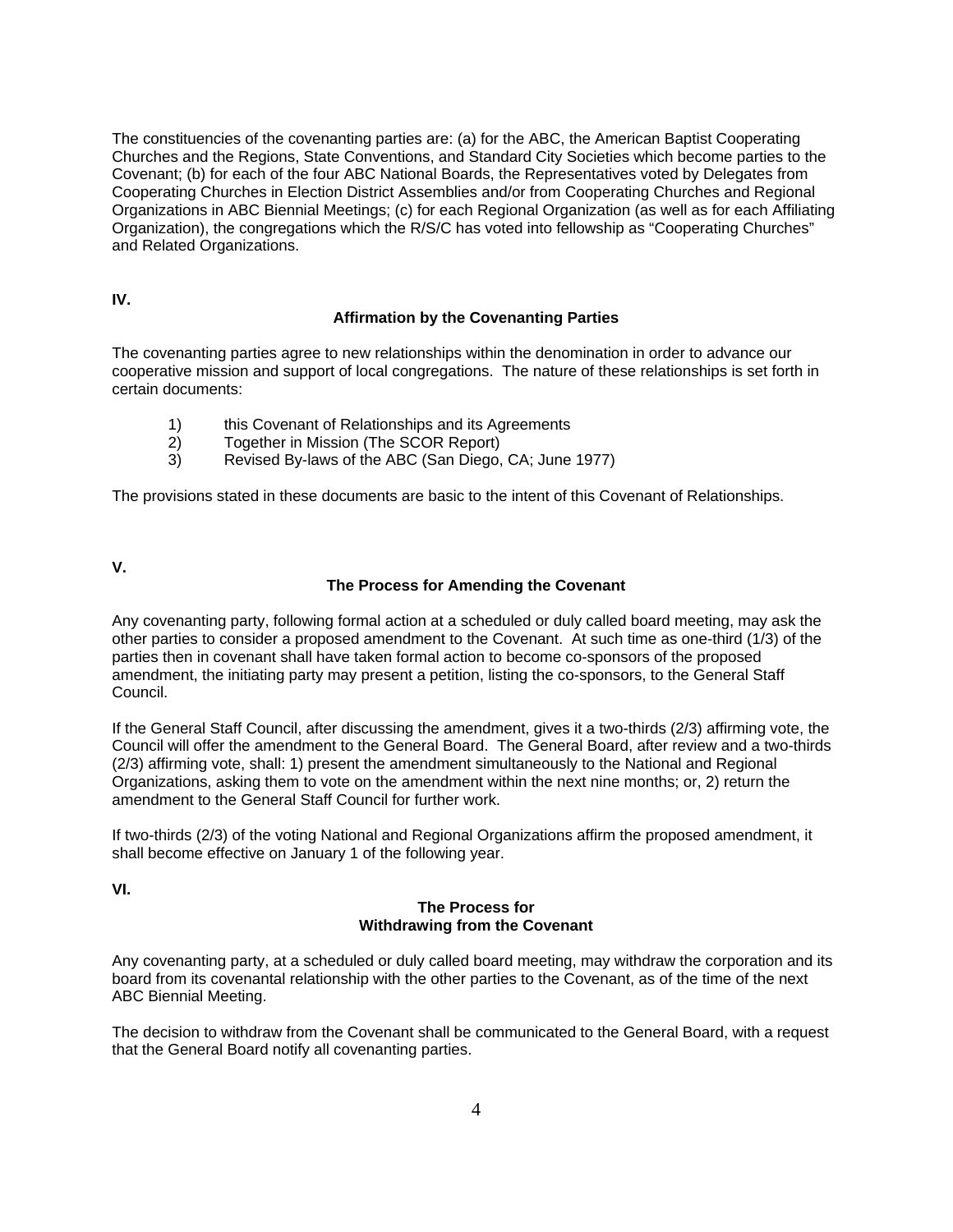The constituencies of the covenanting parties are: (a) for the ABC, the American Baptist Cooperating Churches and the Regions, State Conventions, and Standard City Societies which become parties to the Covenant; (b) for each of the four ABC National Boards, the Representatives voted by Delegates from Cooperating Churches in Election District Assemblies and/or from Cooperating Churches and Regional Organizations in ABC Biennial Meetings; (c) for each Regional Organization (as well as for each Affiliating Organization), the congregations which the R/S/C has voted into fellowship as "Cooperating Churches" and Related Organizations.

**IV.**

### Affirmation by the Covenanting Parties

The covenanting parties agree to new relationships within the denomination in order to advance our cooperative mission and support of local congregations. The nature of these relationships is set forth in certain documents:

1) this Covenant of Relationships and its Agreements
2) Together in Mission (The SCOR Report)
3) Revised By-laws of the ABC (San Diego, CA; June 1977)

The provisions stated in these documents are basic to the intent of this Covenant of Relationships.

**V.**

### The Process for Amending the Covenant

Any covenanting party, following formal action at a scheduled or duly called board meeting, may ask the other parties to consider a proposed amendment to the Covenant. At such time as one-third (1/3) of the parties then in covenant shall have taken formal action to become co-sponsors of the proposed amendment, the initiating party may present a petition, listing the co-sponsors, to the General Staff Council.

If the General Staff Council, after discussing the amendment, gives it a two-thirds (2/3) affirming vote, the Council will offer the amendment to the General Board. The General Board, after review and a two-thirds (2/3) affirming vote, shall: 1) present the amendment simultaneously to the National and Regional Organizations, asking them to vote on the amendment within the next nine months; or, 2) return the amendment to the General Staff Council for further work.

If two-thirds (2/3) of the voting National and Regional Organizations affirm the proposed amendment, it shall become effective on January 1 of the following year.

**VI.**

### The Process for Withdrawing from the Covenant

Any covenanting party, at a scheduled or duly called board meeting, may withdraw the corporation and its board from its covenantal relationship with the other parties to the Covenant, as of the time of the next ABC Biennial Meeting.

The decision to withdraw from the Covenant shall be communicated to the General Board, with a request that the General Board notify all covenanting parties.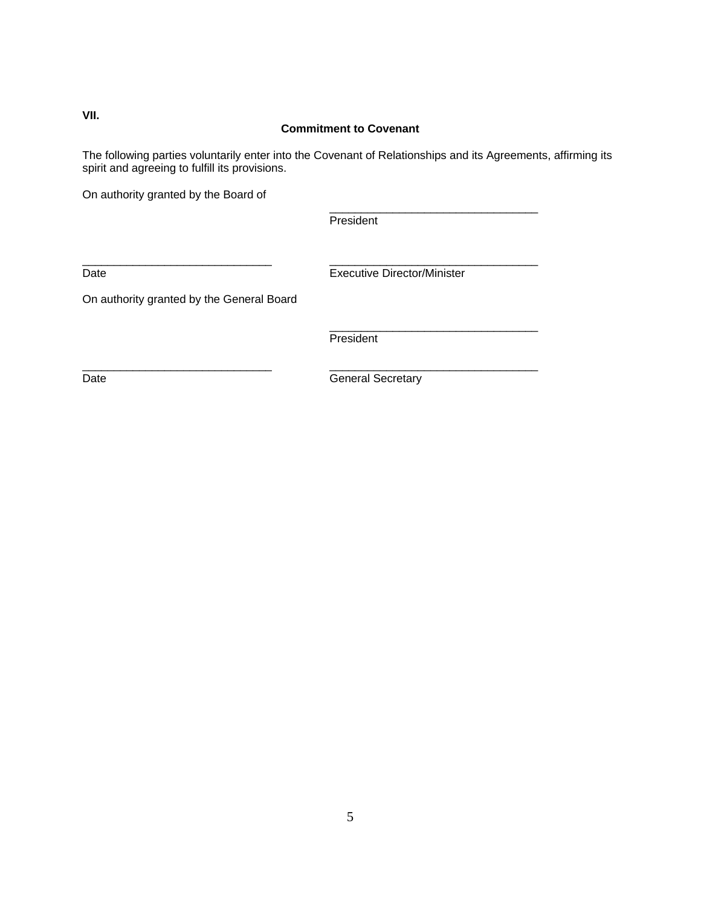**VII.**

**Commitment to Covenant**

The following parties voluntarily enter into the Covenant of Relationships and its Agreements, affirming its spirit and agreeing to fulfill its provisions.

On authority granted by the Board of

_________________________________
President

______________________________ _________________________________
Date Executive Director/Minister

On authority granted by the General Board

_________________________________
President

______________________________ _________________________________
Date General Secretary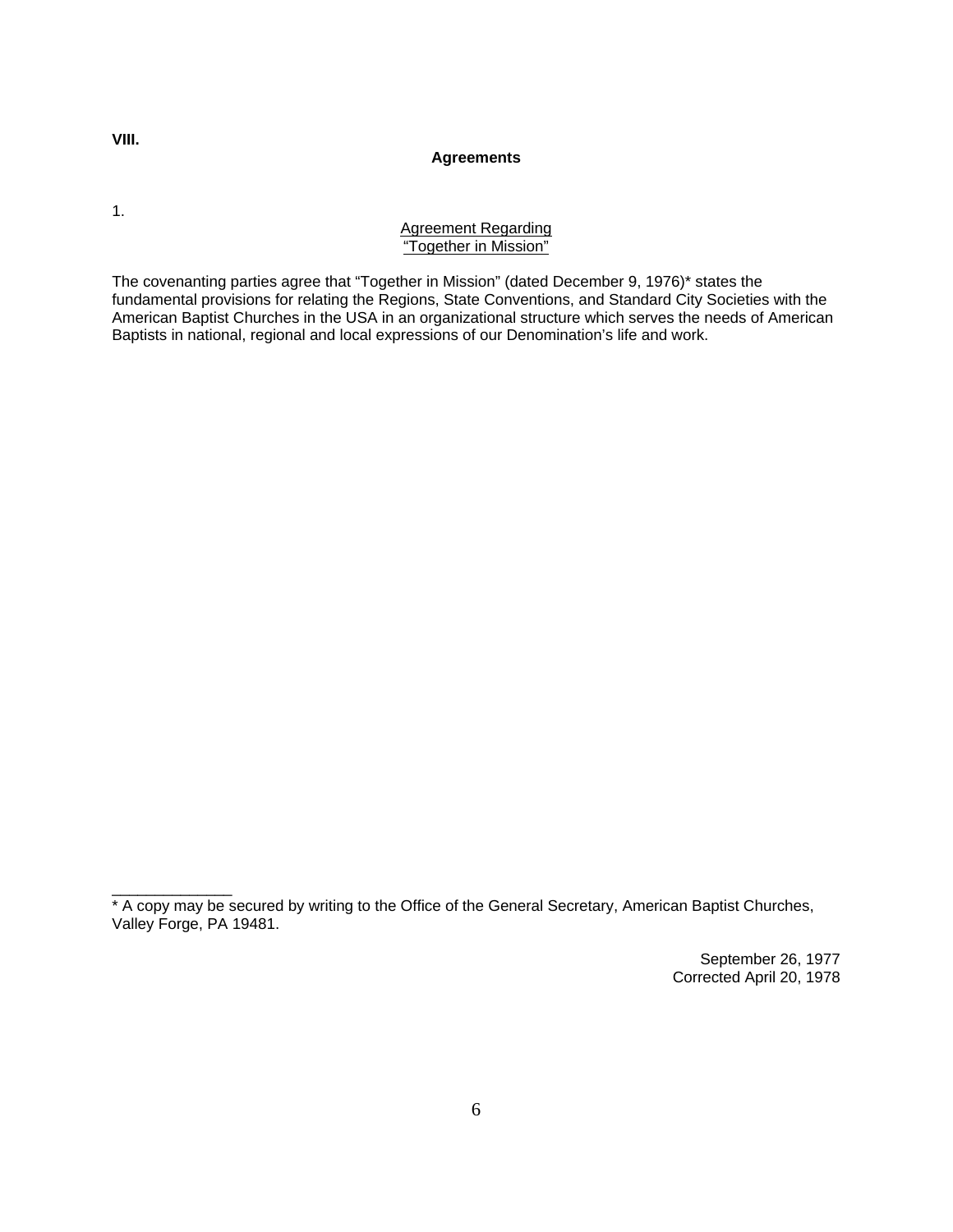**VIII.**

## Agreements

1.

### Agreement Regarding "Together in Mission"

The covenanting parties agree that "Together in Mission" (dated December 9, 1976)* states the fundamental provisions for relating the Regions, State Conventions, and Standard City Societies with the American Baptist Churches in the USA in an organizational structure which serves the needs of American Baptists in national, regional and local expressions of our Denomination's life and work.

______________

* A copy may be secured by writing to the Office of the General Secretary, American Baptist Churches, Valley Forge, PA 19481.

September 26, 1977
Corrected April 20, 1978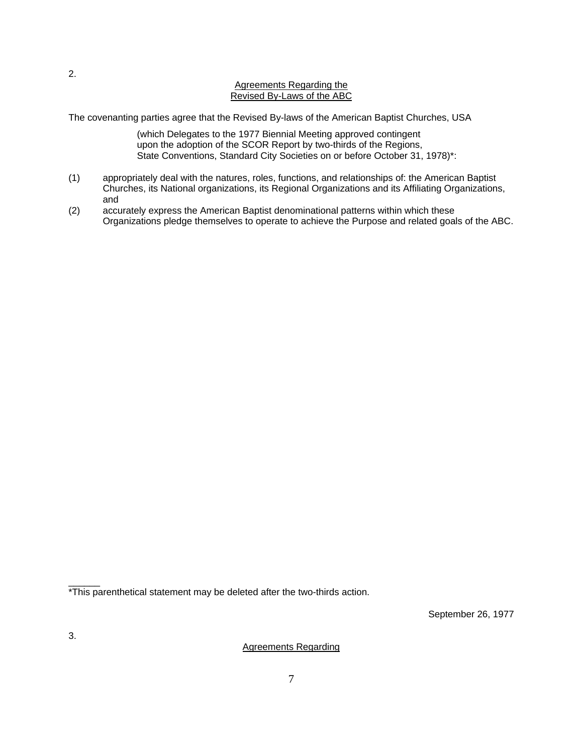2.

## Agreements Regarding the Revised By-Laws of the ABC

The covenanting parties agree that the Revised By-laws of the American Baptist Churches, USA

> (which Delegates to the 1977 Biennial Meeting approved contingent upon the adoption of the SCOR Report by two-thirds of the Regions, State Conventions, Standard City Societies on or before October 31, 1978)*:

(1) appropriately deal with the natures, roles, functions, and relationships of: the American Baptist Churches, its National organizations, its Regional Organizations and its Affiliating Organizations, and

(2) accurately express the American Baptist denominational patterns within which these Organizations pledge themselves to operate to achieve the Purpose and related goals of the ABC.

______

*This parenthetical statement may be deleted after the two-thirds action.

September 26, 1977

3.

## Agreements Regarding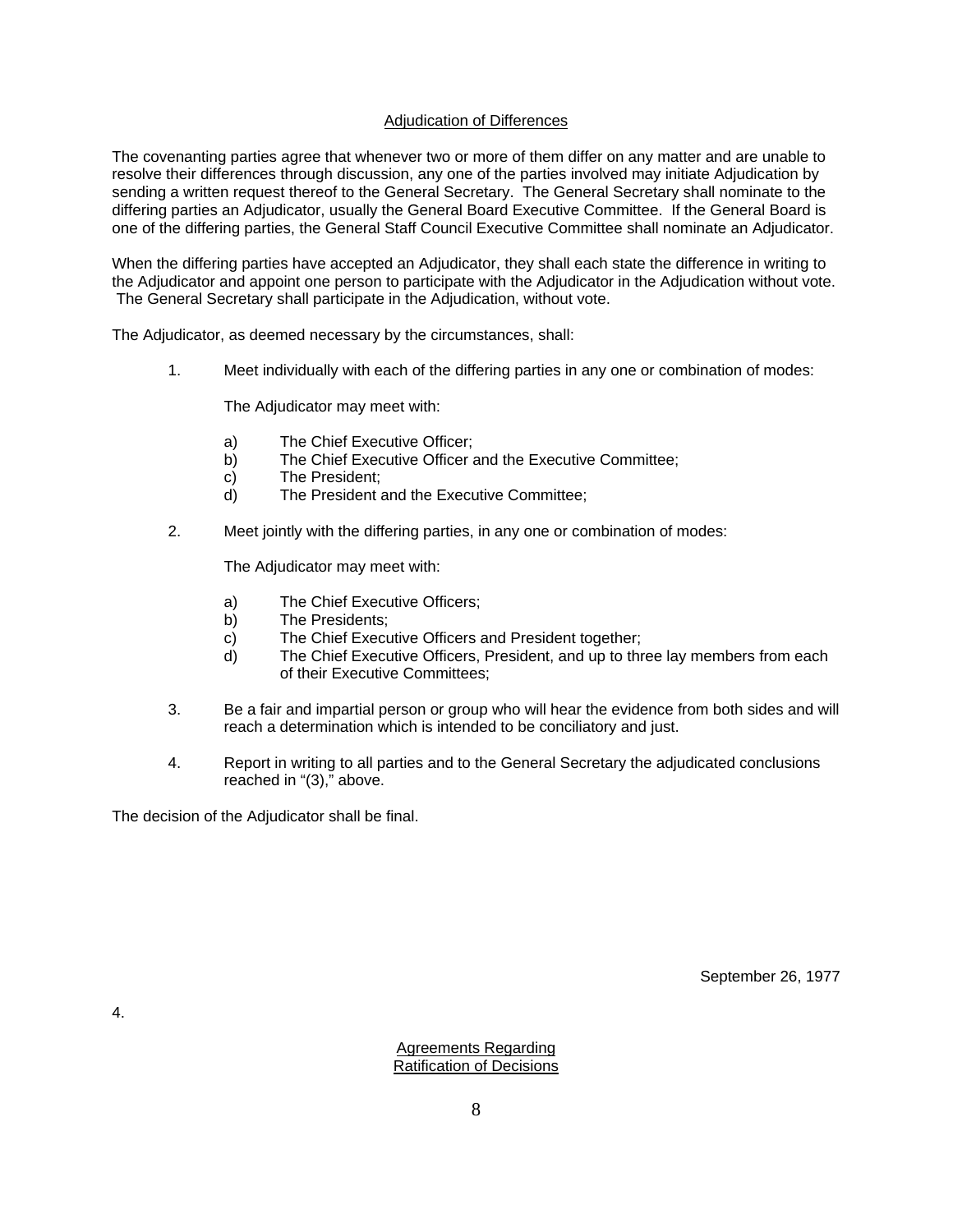## Adjudication of Differences

The covenanting parties agree that whenever two or more of them differ on any matter and are unable to resolve their differences through discussion, any one of the parties involved may initiate Adjudication by sending a written request thereof to the General Secretary. The General Secretary shall nominate to the differing parties an Adjudicator, usually the General Board Executive Committee. If the General Board is one of the differing parties, the General Staff Council Executive Committee shall nominate an Adjudicator.

When the differing parties have accepted an Adjudicator, they shall each state the difference in writing to the Adjudicator and appoint one person to participate with the Adjudicator in the Adjudication without vote. The General Secretary shall participate in the Adjudication, without vote.

The Adjudicator, as deemed necessary by the circumstances, shall:

1. Meet individually with each of the differing parties in any one or combination of modes:

   The Adjudicator may meet with:

   a) The Chief Executive Officer;
   b) The Chief Executive Officer and the Executive Committee;
   c) The President;
   d) The President and the Executive Committee;

2. Meet jointly with the differing parties, in any one or combination of modes:

   The Adjudicator may meet with:

   a) The Chief Executive Officers;
   b) The Presidents;
   c) The Chief Executive Officers and President together;
   d) The Chief Executive Officers, President, and up to three lay members from each of their Executive Committees;

3. Be a fair and impartial person or group who will hear the evidence from both sides and will reach a determination which is intended to be conciliatory and just.

4. Report in writing to all parties and to the General Secretary the adjudicated conclusions reached in "(3)," above.

The decision of the Adjudicator shall be final.

September 26, 1977

4.

## Agreements Regarding Ratification of Decisions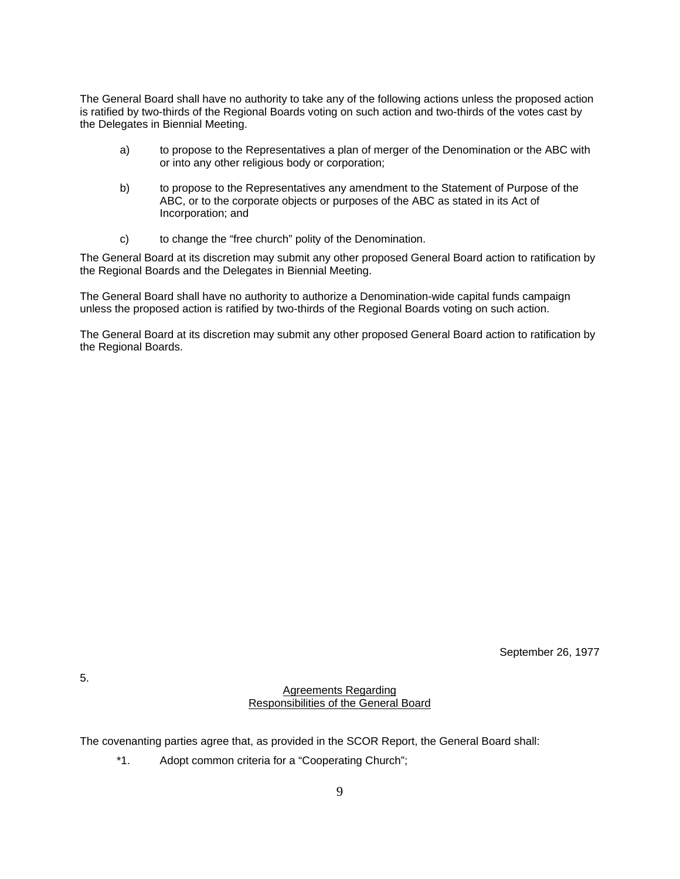The General Board shall have no authority to take any of the following actions unless the proposed action is ratified by two-thirds of the Regional Boards voting on such action and two-thirds of the votes cast by the Delegates in Biennial Meeting.

a) to propose to the Representatives a plan of merger of the Denomination or the ABC with or into any other religious body or corporation;

b) to propose to the Representatives any amendment to the Statement of Purpose of the ABC, or to the corporate objects or purposes of the ABC as stated in its Act of Incorporation; and

c) to change the “free church” polity of the Denomination.

The General Board at its discretion may submit any other proposed General Board action to ratification by the Regional Boards and the Delegates in Biennial Meeting.

The General Board shall have no authority to authorize a Denomination-wide capital funds campaign unless the proposed action is ratified by two-thirds of the Regional Boards voting on such action.

The General Board at its discretion may submit any other proposed General Board action to ratification by the Regional Boards.

September 26, 1977

5.

## Agreements Regarding Responsibilities of the General Board

The covenanting parties agree that, as provided in the SCOR Report, the General Board shall:

*1. Adopt common criteria for a “Cooperating Church”;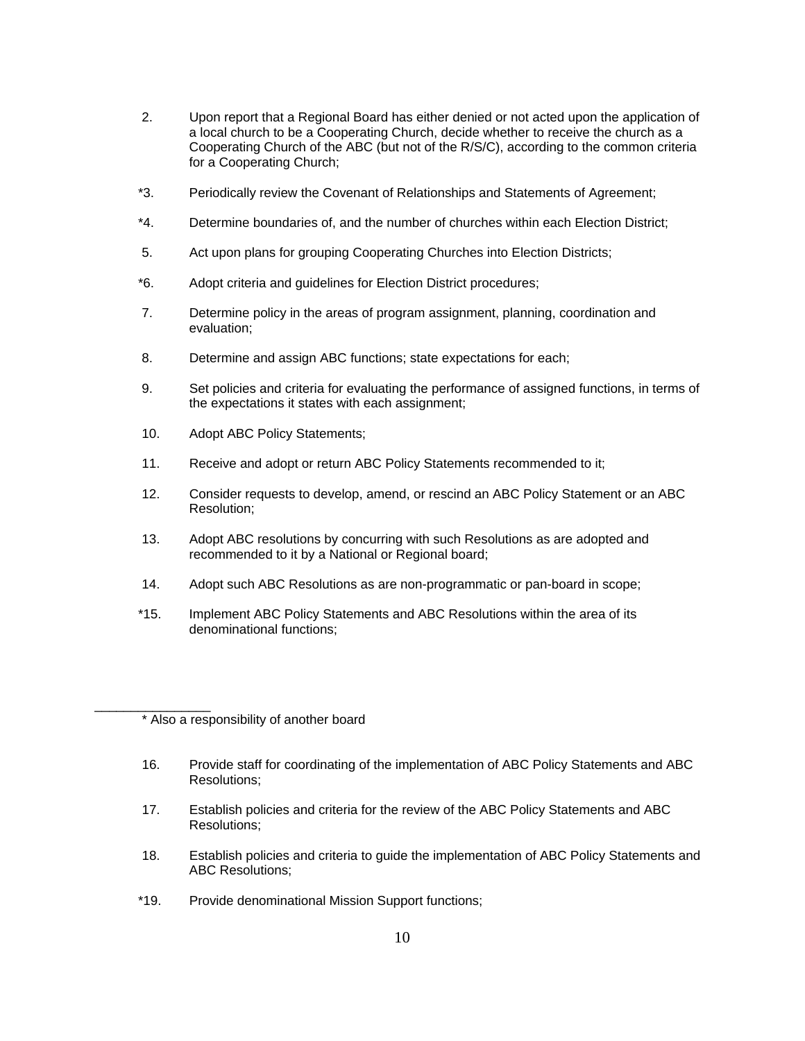2. Upon report that a Regional Board has either denied or not acted upon the application of a local church to be a Cooperating Church, decide whether to receive the church as a Cooperating Church of the ABC (but not of the R/S/C), according to the common criteria for a Cooperating Church;

*3. Periodically review the Covenant of Relationships and Statements of Agreement;

*4. Determine boundaries of, and the number of churches within each Election District;

5. Act upon plans for grouping Cooperating Churches into Election Districts;

*6. Adopt criteria and guidelines for Election District procedures;

7. Determine policy in the areas of program assignment, planning, coordination and evaluation;

8. Determine and assign ABC functions; state expectations for each;

9. Set policies and criteria for evaluating the performance of assigned functions, in terms of the expectations it states with each assignment;

10. Adopt ABC Policy Statements;

11. Receive and adopt or return ABC Policy Statements recommended to it;

12. Consider requests to develop, amend, or rescind an ABC Policy Statement or an ABC Resolution;

13. Adopt ABC resolutions by concurring with such Resolutions as are adopted and recommended to it by a National or Regional board;

14. Adopt such ABC Resolutions as are non-programmatic or pan-board in scope;

*15. Implement ABC Policy Statements and ABC Resolutions within the area of its denominational functions;

---

\* Also a responsibility of another board

16. Provide staff for coordinating of the implementation of ABC Policy Statements and ABC Resolutions;

17. Establish policies and criteria for the review of the ABC Policy Statements and ABC Resolutions;

18. Establish policies and criteria to guide the implementation of ABC Policy Statements and ABC Resolutions;

*19. Provide denominational Mission Support functions;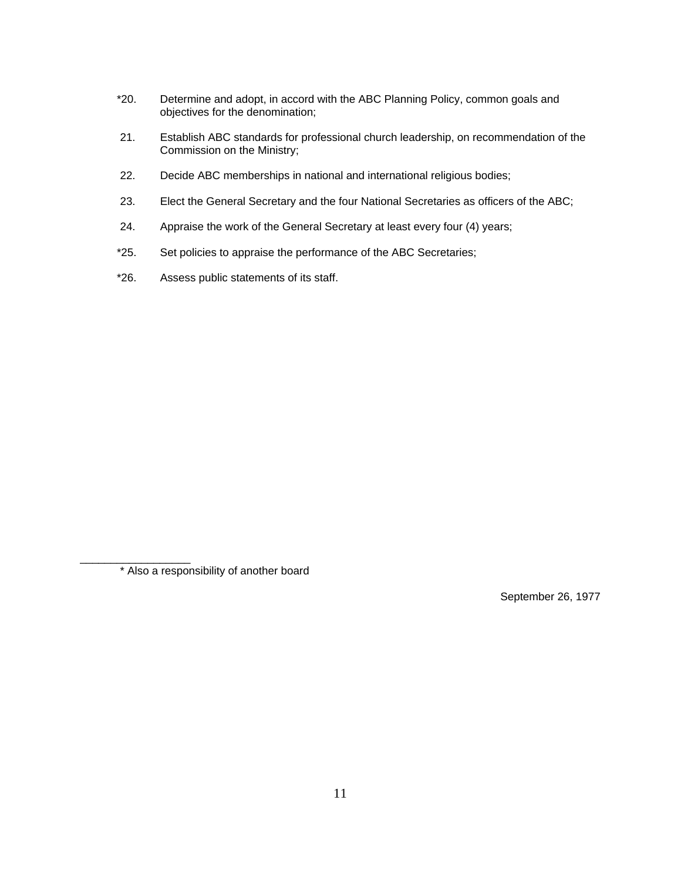*20. Determine and adopt, in accord with the ABC Planning Policy, common goals and objectives for the denomination;

21. Establish ABC standards for professional church leadership, on recommendation of the Commission on the Ministry;

22. Decide ABC memberships in national and international religious bodies;

23. Elect the General Secretary and the four National Secretaries as officers of the ABC;

24. Appraise the work of the General Secretary at least every four (4) years;

*25. Set policies to appraise the performance of the ABC Secretaries;

*26. Assess public statements of its staff.

---

\* Also a responsibility of another board

September 26, 1977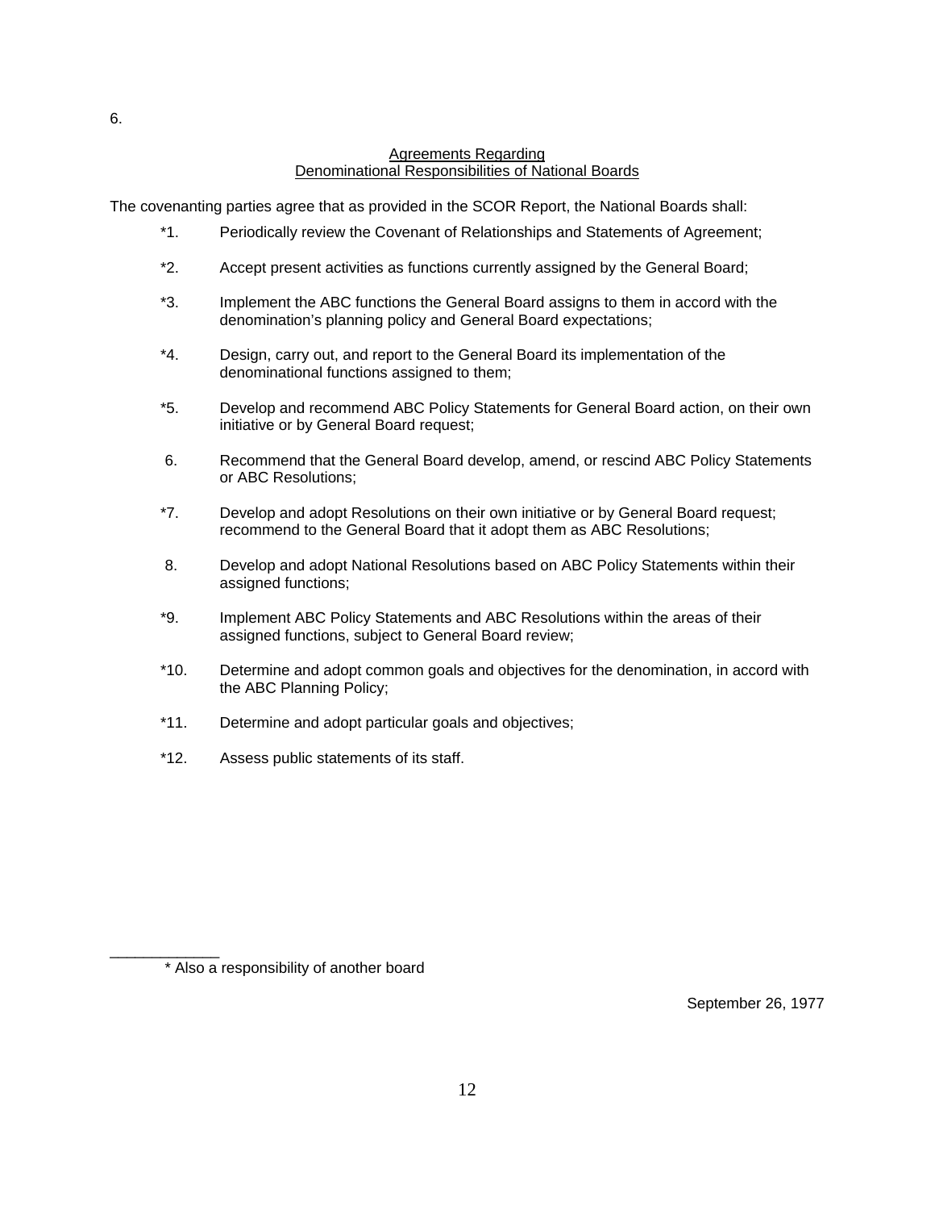6.

## Agreements Regarding Denominational Responsibilities of National Boards

The covenanting parties agree that as provided in the SCOR Report, the National Boards shall:

*1. Periodically review the Covenant of Relationships and Statements of Agreement;

*2. Accept present activities as functions currently assigned by the General Board;

*3. Implement the ABC functions the General Board assigns to them in accord with the denomination's planning policy and General Board expectations;

*4. Design, carry out, and report to the General Board its implementation of the denominational functions assigned to them;

*5. Develop and recommend ABC Policy Statements for General Board action, on their own initiative or by General Board request;

6. Recommend that the General Board develop, amend, or rescind ABC Policy Statements or ABC Resolutions;

*7. Develop and adopt Resolutions on their own initiative or by General Board request; recommend to the General Board that it adopt them as ABC Resolutions;

8. Develop and adopt National Resolutions based on ABC Policy Statements within their assigned functions;

*9. Implement ABC Policy Statements and ABC Resolutions within the areas of their assigned functions, subject to General Board review;

*10. Determine and adopt common goals and objectives for the denomination, in accord with the ABC Planning Policy;

*11. Determine and adopt particular goals and objectives;

*12. Assess public statements of its staff.

---

* Also a responsibility of another board

September 26, 1977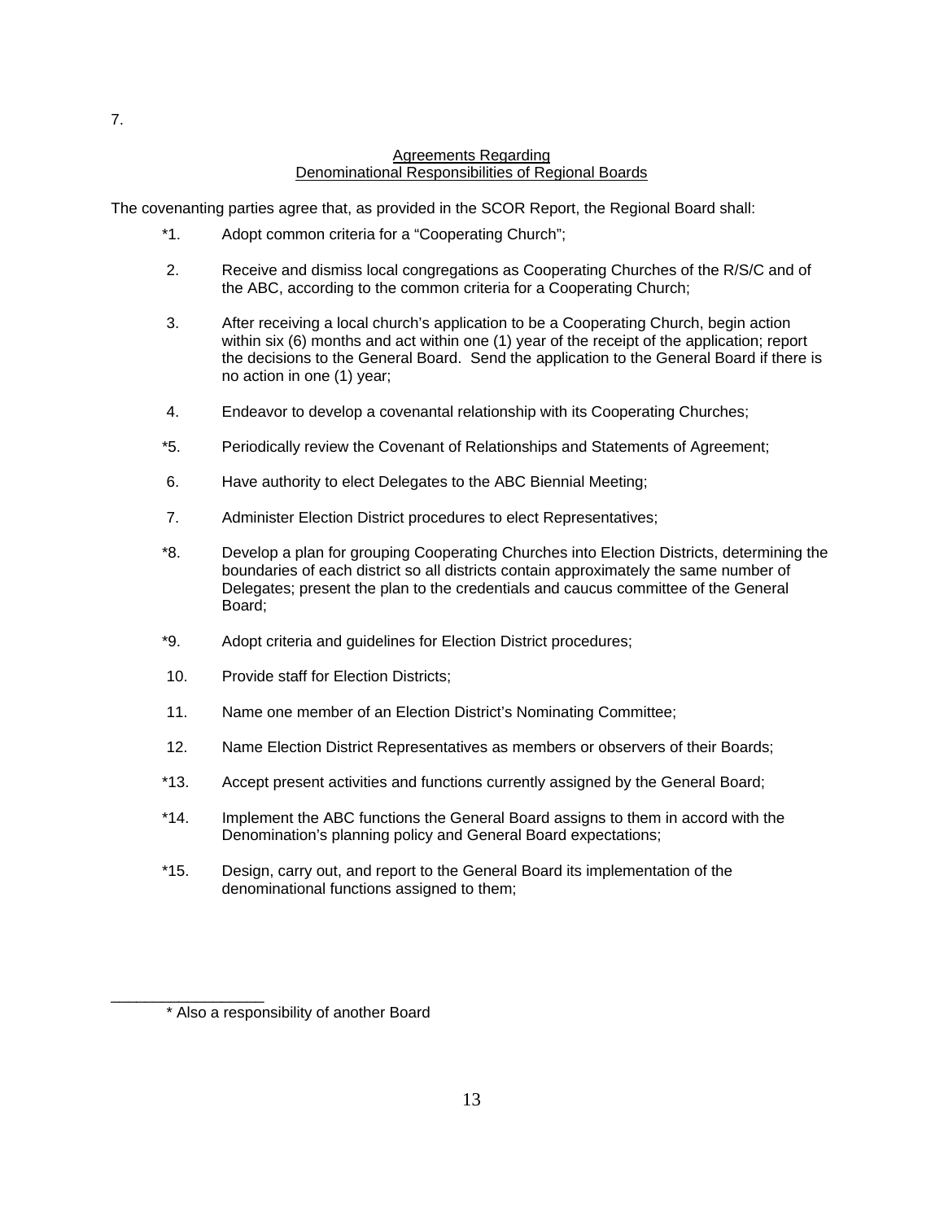7.

<u>Agreements Regarding</u>
<u>Denominational Responsibilities of Regional Boards</u>

The covenanting parties agree that, as provided in the SCOR Report, the Regional Board shall:

*1. Adopt common criteria for a "Cooperating Church";

2. Receive and dismiss local congregations as Cooperating Churches of the R/S/C and of the ABC, according to the common criteria for a Cooperating Church;

3. After receiving a local church's application to be a Cooperating Church, begin action within six (6) months and act within one (1) year of the receipt of the application; report the decisions to the General Board. Send the application to the General Board if there is no action in one (1) year;

4. Endeavor to develop a covenantal relationship with its Cooperating Churches;

*5. Periodically review the Covenant of Relationships and Statements of Agreement;

6. Have authority to elect Delegates to the ABC Biennial Meeting;

7. Administer Election District procedures to elect Representatives;

*8. Develop a plan for grouping Cooperating Churches into Election Districts, determining the boundaries of each district so all districts contain approximately the same number of Delegates; present the plan to the credentials and caucus committee of the General Board;

*9. Adopt criteria and guidelines for Election District procedures;

10. Provide staff for Election Districts;

11. Name one member of an Election District's Nominating Committee;

12. Name Election District Representatives as members or observers of their Boards;

*13. Accept present activities and functions currently assigned by the General Board;

*14. Implement the ABC functions the General Board assigns to them in accord with the Denomination's planning policy and General Board expectations;

*15. Design, carry out, and report to the General Board its implementation of the denominational functions assigned to them;

___

* Also a responsibility of another Board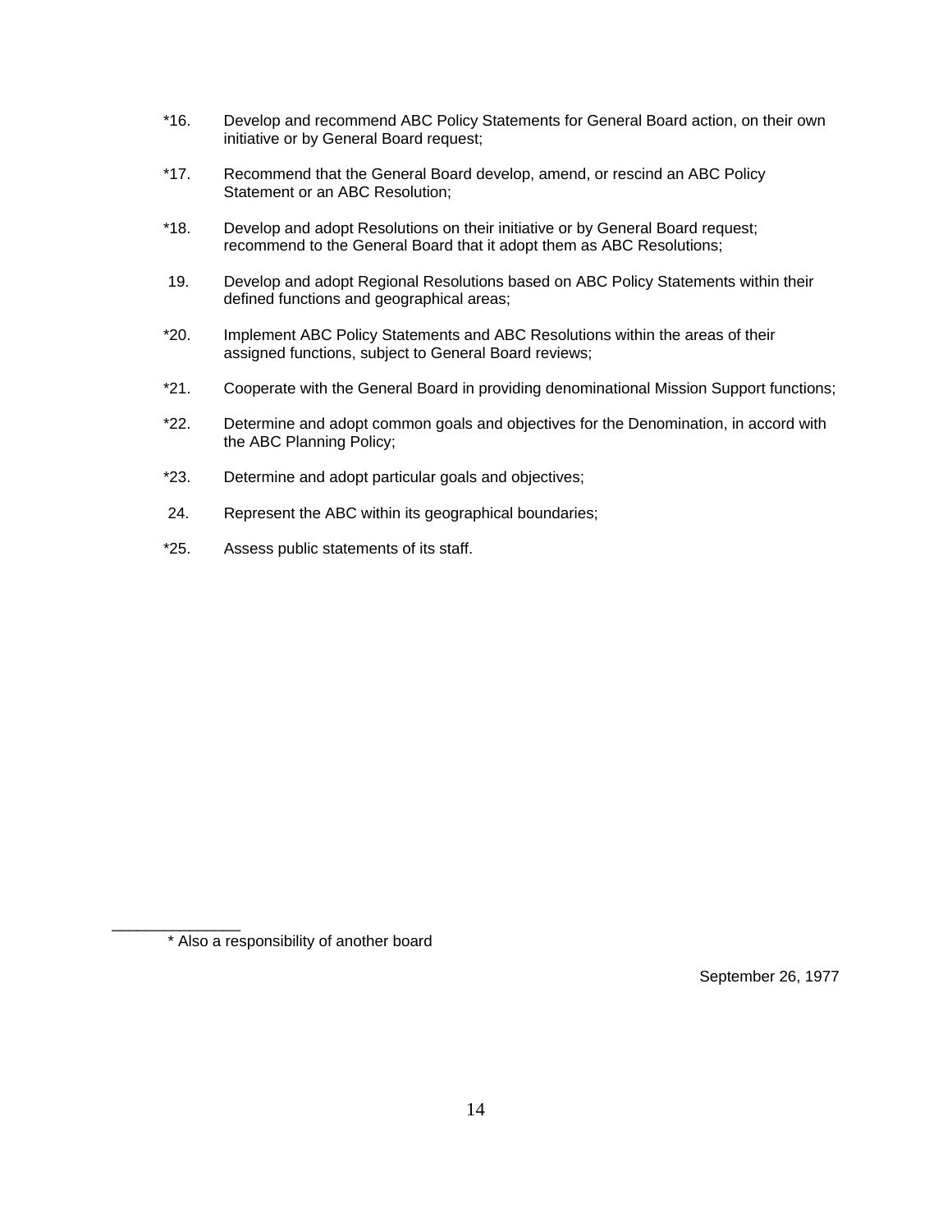*16. Develop and recommend ABC Policy Statements for General Board action, on their own initiative or by General Board request;

*17. Recommend that the General Board develop, amend, or rescind an ABC Policy Statement or an ABC Resolution;

*18. Develop and adopt Resolutions on their initiative or by General Board request; recommend to the General Board that it adopt them as ABC Resolutions;

19. Develop and adopt Regional Resolutions based on ABC Policy Statements within their defined functions and geographical areas;

*20. Implement ABC Policy Statements and ABC Resolutions within the areas of their assigned functions, subject to General Board reviews;

*21. Cooperate with the General Board in providing denominational Mission Support functions;

*22. Determine and adopt common goals and objectives for the Denomination, in accord with the ABC Planning Policy;

*23. Determine and adopt particular goals and objectives;

24. Represent the ABC within its geographical boundaries;

*25. Assess public statements of its staff.

---

* Also a responsibility of another board

September 26, 1977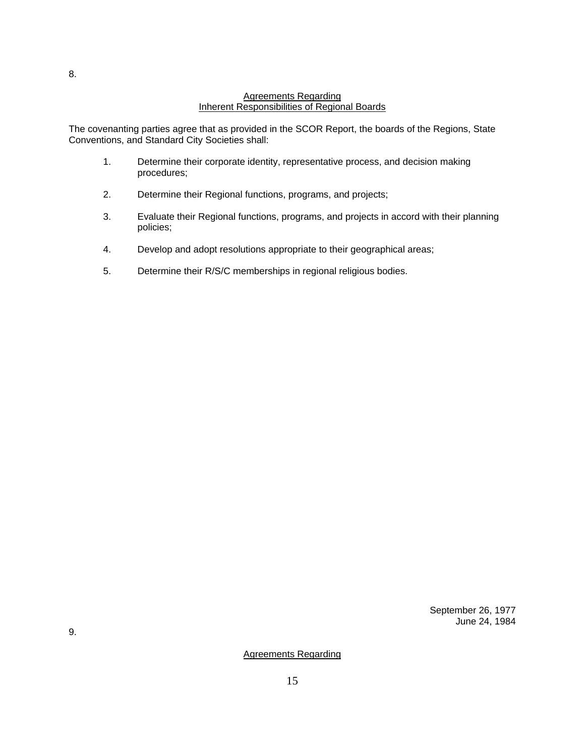8.

## Agreements Regarding
## Inherent Responsibilities of Regional Boards

The covenanting parties agree that as provided in the SCOR Report, the boards of the Regions, State Conventions, and Standard City Societies shall:

1. Determine their corporate identity, representative process, and decision making procedures;

2. Determine their Regional functions, programs, and projects;

3. Evaluate their Regional functions, programs, and projects in accord with their planning policies;

4. Develop and adopt resolutions appropriate to their geographical areas;

5. Determine their R/S/C memberships in regional religious bodies.

September 26, 1977
June 24, 1984

9.

## Agreements Regarding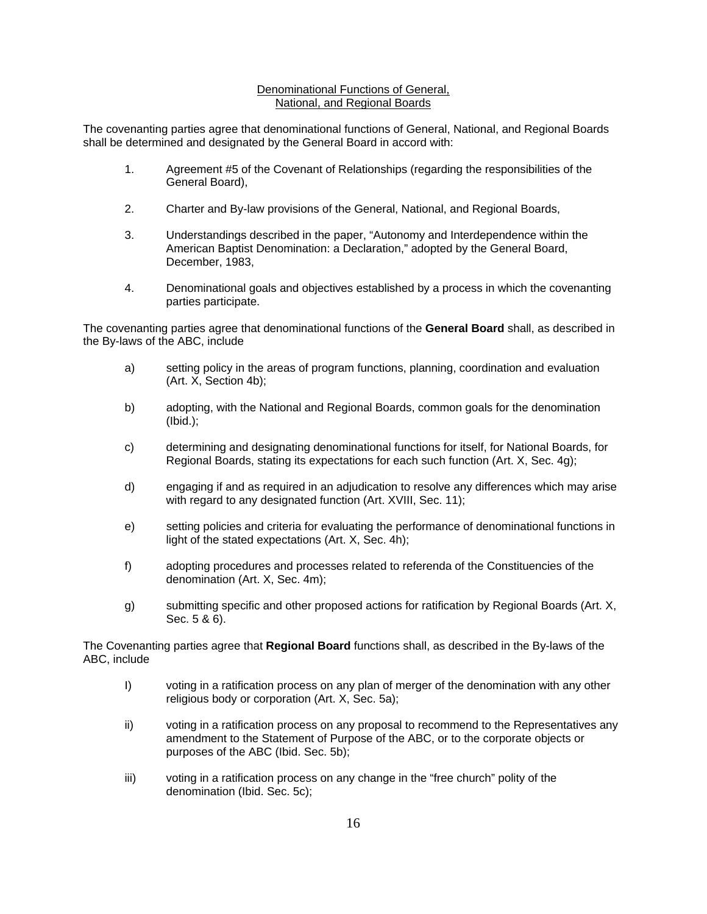## Denominational Functions of General, National, and Regional Boards

The covenanting parties agree that denominational functions of General, National, and Regional Boards shall be determined and designated by the General Board in accord with:

1. Agreement #5 of the Covenant of Relationships (regarding the responsibilities of the General Board),
2. Charter and By-law provisions of the General, National, and Regional Boards,
3. Understandings described in the paper, "Autonomy and Interdependence within the American Baptist Denomination: a Declaration," adopted by the General Board, December, 1983,
4. Denominational goals and objectives established by a process in which the covenanting parties participate.

The covenanting parties agree that denominational functions of the **General Board** shall, as described in the By-laws of the ABC, include

a) setting policy in the areas of program functions, planning, coordination and evaluation (Art. X, Section 4b);

b) adopting, with the National and Regional Boards, common goals for the denomination (Ibid.);

c) determining and designating denominational functions for itself, for National Boards, for Regional Boards, stating its expectations for each such function (Art. X, Sec. 4g);

d) engaging if and as required in an adjudication to resolve any differences which may arise with regard to any designated function (Art. XVIII, Sec. 11);

e) setting policies and criteria for evaluating the performance of denominational functions in light of the stated expectations (Art. X, Sec. 4h);

f) adopting procedures and processes related to referenda of the Constituencies of the denomination (Art. X, Sec. 4m);

g) submitting specific and other proposed actions for ratification by Regional Boards (Art. X, Sec. 5 & 6).

The Covenanting parties agree that **Regional Board** functions shall, as described in the By-laws of the ABC, include

I) voting in a ratification process on any plan of merger of the denomination with any other religious body or corporation (Art. X, Sec. 5a);

ii) voting in a ratification process on any proposal to recommend to the Representatives any amendment to the Statement of Purpose of the ABC, or to the corporate objects or purposes of the ABC (Ibid. Sec. 5b);

iii) voting in a ratification process on any change in the "free church" polity of the denomination (Ibid. Sec. 5c);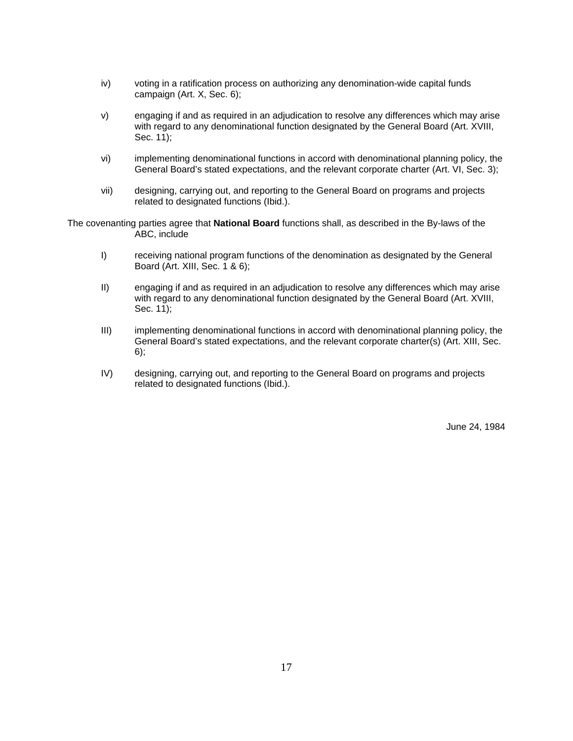iv) voting in a ratification process on authorizing any denomination-wide capital funds campaign (Art. X, Sec. 6);

v) engaging if and as required in an adjudication to resolve any differences which may arise with regard to any denominational function designated by the General Board (Art. XVIII, Sec. 11);

vi) implementing denominational functions in accord with denominational planning policy, the General Board's stated expectations, and the relevant corporate charter (Art. VI, Sec. 3);

vii) designing, carrying out, and reporting to the General Board on programs and projects related to designated functions (Ibid.).

The covenanting parties agree that **National Board** functions shall, as described in the By-laws of the ABC, include

I) receiving national program functions of the denomination as designated by the General Board (Art. XIII, Sec. 1 & 6);

II) engaging if and as required in an adjudication to resolve any differences which may arise with regard to any denominational function designated by the General Board (Art. XVIII, Sec. 11);

III) implementing denominational functions in accord with denominational planning policy, the General Board's stated expectations, and the relevant corporate charter(s) (Art. XIII, Sec. 6);

IV) designing, carrying out, and reporting to the General Board on programs and projects related to designated functions (Ibid.).

June 24, 1984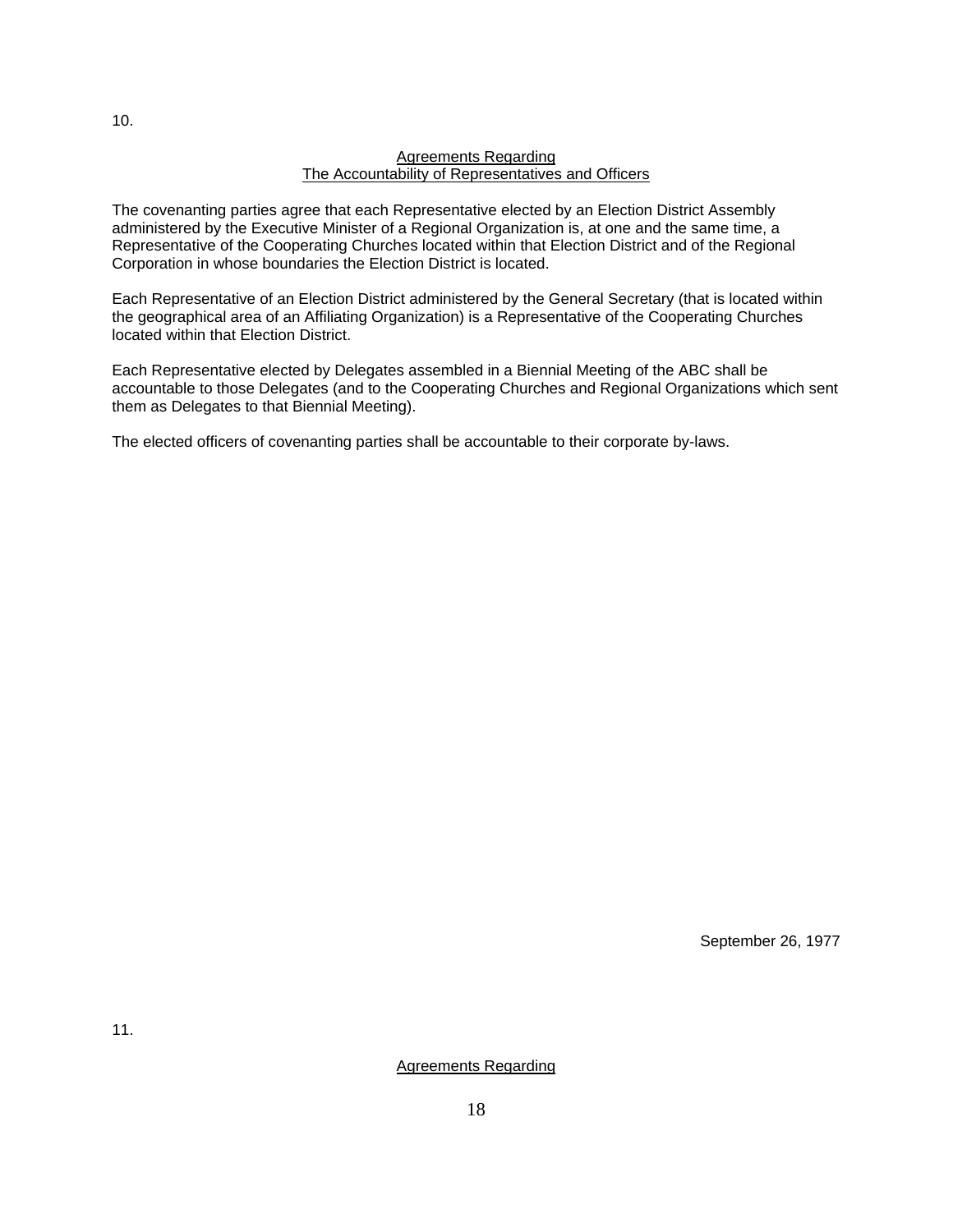10.

<u>Agreements Regarding</u>
<u>The Accountability of Representatives and Officers</u>

The covenanting parties agree that each Representative elected by an Election District Assembly administered by the Executive Minister of a Regional Organization is, at one and the same time, a Representative of the Cooperating Churches located within that Election District and of the Regional Corporation in whose boundaries the Election District is located.

Each Representative of an Election District administered by the General Secretary (that is located within the geographical area of an Affiliating Organization) is a Representative of the Cooperating Churches located within that Election District.

Each Representative elected by Delegates assembled in a Biennial Meeting of the ABC shall be accountable to those Delegates (and to the Cooperating Churches and Regional Organizations which sent them as Delegates to that Biennial Meeting).

The elected officers of covenanting parties shall be accountable to their corporate by-laws.

September 26, 1977

11.

<u>Agreements Regarding</u>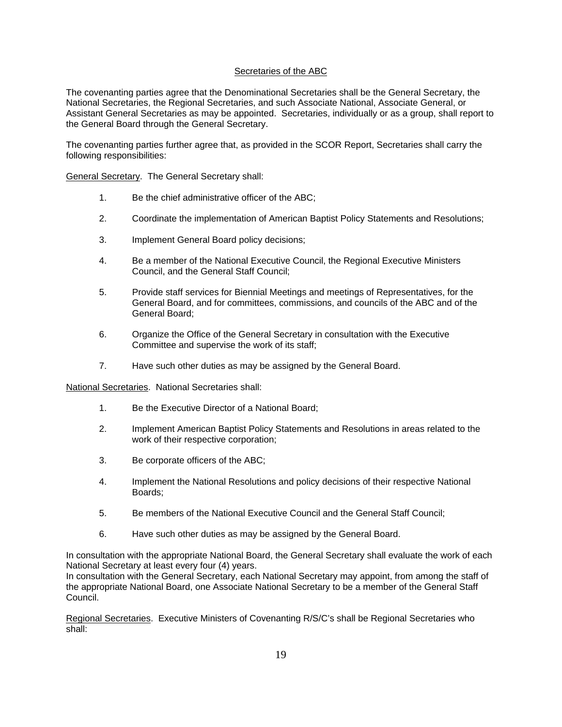## Secretaries of the ABC

The covenanting parties agree that the Denominational Secretaries shall be the General Secretary, the National Secretaries, the Regional Secretaries, and such Associate National, Associate General, or Assistant General Secretaries as may be appointed. Secretaries, individually or as a group, shall report to the General Board through the General Secretary.

The covenanting parties further agree that, as provided in the SCOR Report, Secretaries shall carry the following responsibilities:

General Secretary. The General Secretary shall:

1. Be the chief administrative officer of the ABC;
2. Coordinate the implementation of American Baptist Policy Statements and Resolutions;
3. Implement General Board policy decisions;
4. Be a member of the National Executive Council, the Regional Executive Ministers Council, and the General Staff Council;
5. Provide staff services for Biennial Meetings and meetings of Representatives, for the General Board, and for committees, commissions, and councils of the ABC and of the General Board;
6. Organize the Office of the General Secretary in consultation with the Executive Committee and supervise the work of its staff;
7. Have such other duties as may be assigned by the General Board.

National Secretaries. National Secretaries shall:

1. Be the Executive Director of a National Board;
2. Implement American Baptist Policy Statements and Resolutions in areas related to the work of their respective corporation;
3. Be corporate officers of the ABC;
4. Implement the National Resolutions and policy decisions of their respective National Boards;
5. Be members of the National Executive Council and the General Staff Council;
6. Have such other duties as may be assigned by the General Board.

In consultation with the appropriate National Board, the General Secretary shall evaluate the work of each National Secretary at least every four (4) years.
In consultation with the General Secretary, each National Secretary may appoint, from among the staff of the appropriate National Board, one Associate National Secretary to be a member of the General Staff Council.

Regional Secretaries. Executive Ministers of Covenanting R/S/C's shall be Regional Secretaries who shall: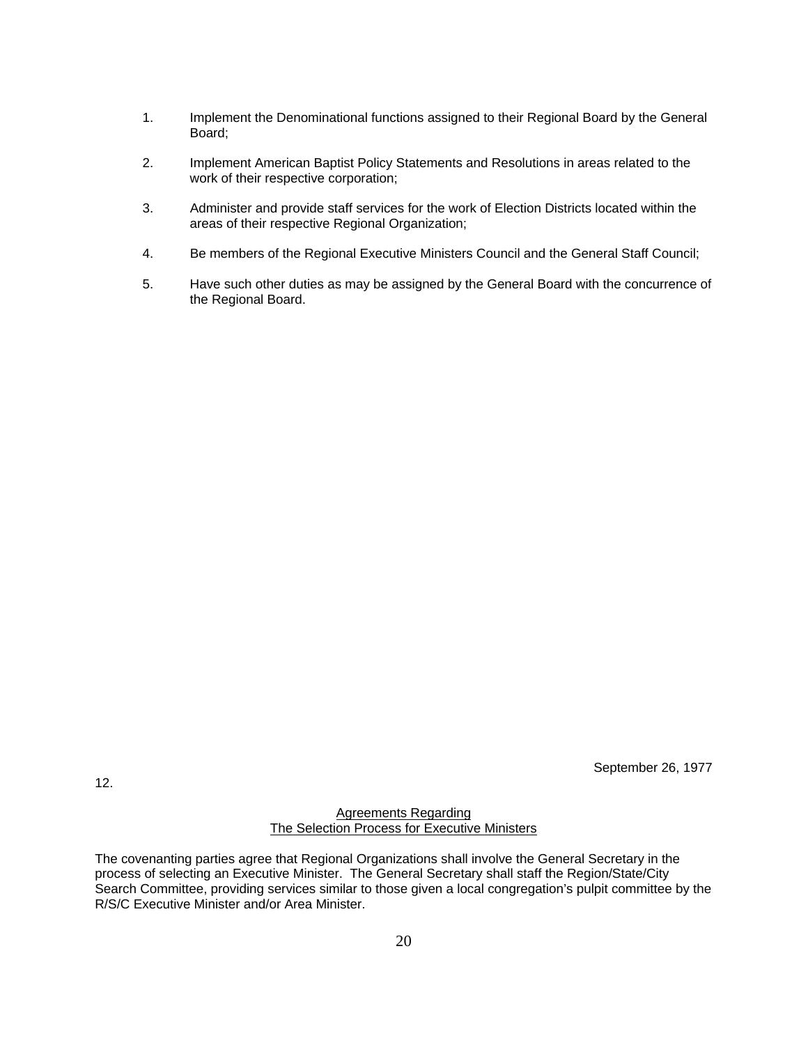1. Implement the Denominational functions assigned to their Regional Board by the General Board;

2. Implement American Baptist Policy Statements and Resolutions in areas related to the work of their respective corporation;

3. Administer and provide staff services for the work of Election Districts located within the areas of their respective Regional Organization;

4. Be members of the Regional Executive Ministers Council and the General Staff Council;

5. Have such other duties as may be assigned by the General Board with the concurrence of the Regional Board.

September 26, 1977

12.

## Agreements Regarding
## The Selection Process for Executive Ministers

The covenanting parties agree that Regional Organizations shall involve the General Secretary in the process of selecting an Executive Minister. The General Secretary shall staff the Region/State/City Search Committee, providing services similar to those given a local congregation's pulpit committee by the R/S/C Executive Minister and/or Area Minister.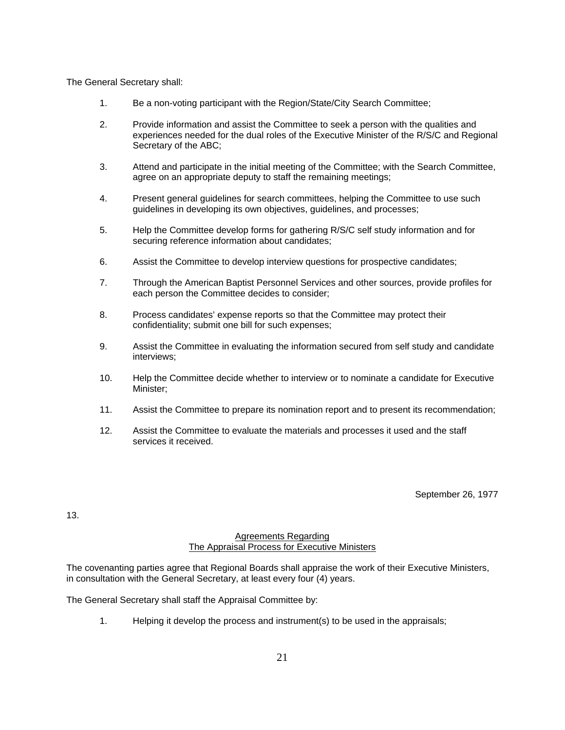The General Secretary shall:

1. Be a non-voting participant with the Region/State/City Search Committee;

2. Provide information and assist the Committee to seek a person with the qualities and experiences needed for the dual roles of the Executive Minister of the R/S/C and Regional Secretary of the ABC;

3. Attend and participate in the initial meeting of the Committee; with the Search Committee, agree on an appropriate deputy to staff the remaining meetings;

4. Present general guidelines for search committees, helping the Committee to use such guidelines in developing its own objectives, guidelines, and processes;

5. Help the Committee develop forms for gathering R/S/C self study information and for securing reference information about candidates;

6. Assist the Committee to develop interview questions for prospective candidates;

7. Through the American Baptist Personnel Services and other sources, provide profiles for each person the Committee decides to consider;

8. Process candidates' expense reports so that the Committee may protect their confidentiality; submit one bill for such expenses;

9. Assist the Committee in evaluating the information secured from self study and candidate interviews;

10. Help the Committee decide whether to interview or to nominate a candidate for Executive Minister;

11. Assist the Committee to prepare its nomination report and to present its recommendation;

12. Assist the Committee to evaluate the materials and processes it used and the staff services it received.

September 26, 1977

13.

## Agreements Regarding The Appraisal Process for Executive Ministers

The covenanting parties agree that Regional Boards shall appraise the work of their Executive Ministers, in consultation with the General Secretary, at least every four (4) years.

The General Secretary shall staff the Appraisal Committee by:

1. Helping it develop the process and instrument(s) to be used in the appraisals;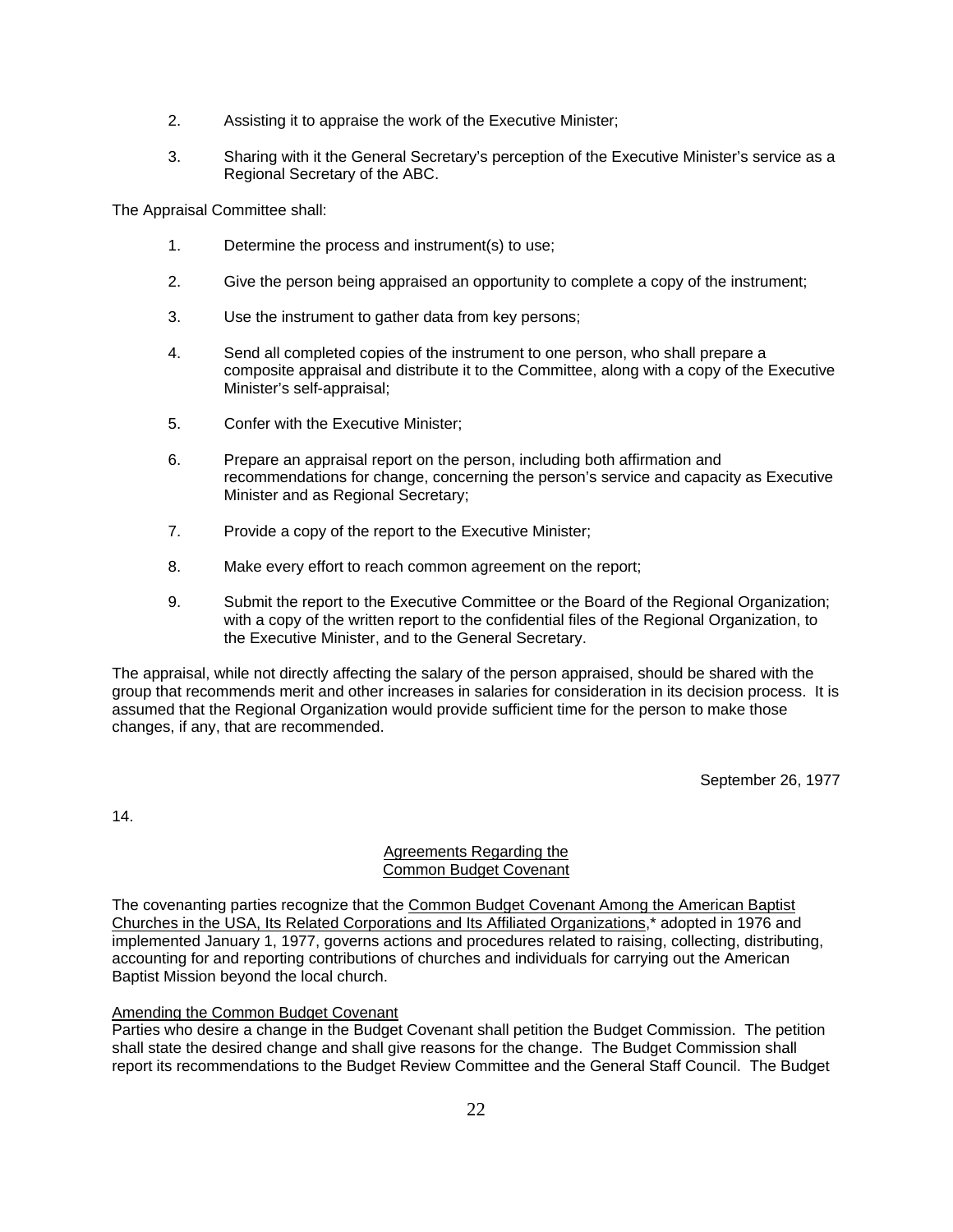2. Assisting it to appraise the work of the Executive Minister;

3. Sharing with it the General Secretary's perception of the Executive Minister's service as a Regional Secretary of the ABC.

The Appraisal Committee shall:

1. Determine the process and instrument(s) to use;

2. Give the person being appraised an opportunity to complete a copy of the instrument;

3. Use the instrument to gather data from key persons;

4. Send all completed copies of the instrument to one person, who shall prepare a composite appraisal and distribute it to the Committee, along with a copy of the Executive Minister's self-appraisal;

5. Confer with the Executive Minister;

6. Prepare an appraisal report on the person, including both affirmation and recommendations for change, concerning the person's service and capacity as Executive Minister and as Regional Secretary;

7. Provide a copy of the report to the Executive Minister;

8. Make every effort to reach common agreement on the report;

9. Submit the report to the Executive Committee or the Board of the Regional Organization; with a copy of the written report to the confidential files of the Regional Organization, to the Executive Minister, and to the General Secretary.

The appraisal, while not directly affecting the salary of the person appraised, should be shared with the group that recommends merit and other increases in salaries for consideration in its decision process. It is assumed that the Regional Organization would provide sufficient time for the person to make those changes, if any, that are recommended.

September 26, 1977

14.

## Agreements Regarding the Common Budget Covenant

The covenanting parties recognize that the Common Budget Covenant Among the American Baptist Churches in the USA, Its Related Corporations and Its Affiliated Organizations,* adopted in 1976 and implemented January 1, 1977, governs actions and procedures related to raising, collecting, distributing, accounting for and reporting contributions of churches and individuals for carrying out the American Baptist Mission beyond the local church.

### Amending the Common Budget Covenant

Parties who desire a change in the Budget Covenant shall petition the Budget Commission. The petition shall state the desired change and shall give reasons for the change. The Budget Commission shall report its recommendations to the Budget Review Committee and the General Staff Council. The Budget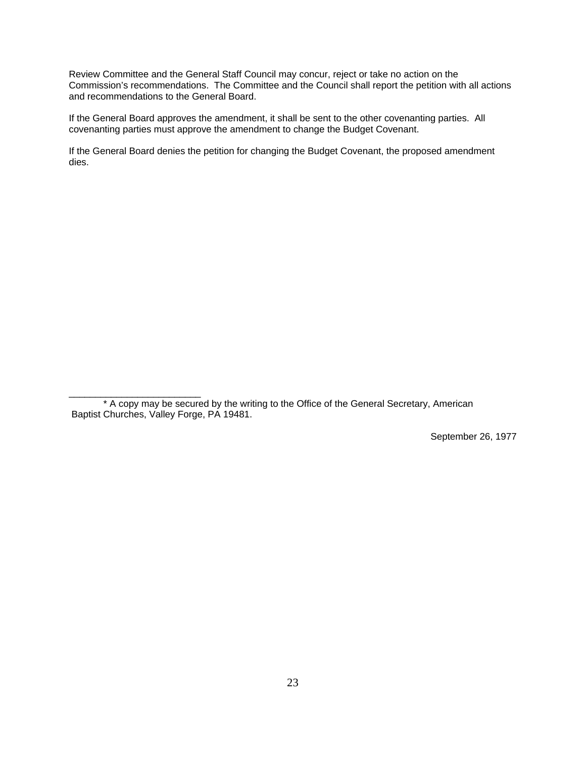Review Committee and the General Staff Council may concur, reject or take no action on the Commission's recommendations. The Committee and the Council shall report the petition with all actions and recommendations to the General Board.

If the General Board approves the amendment, it shall be sent to the other covenanting parties. All covenanting parties must approve the amendment to change the Budget Covenant.

If the General Board denies the petition for changing the Budget Covenant, the proposed amendment dies.

---

* A copy may be secured by the writing to the Office of the General Secretary, American Baptist Churches, Valley Forge, PA 19481.

September 26, 1977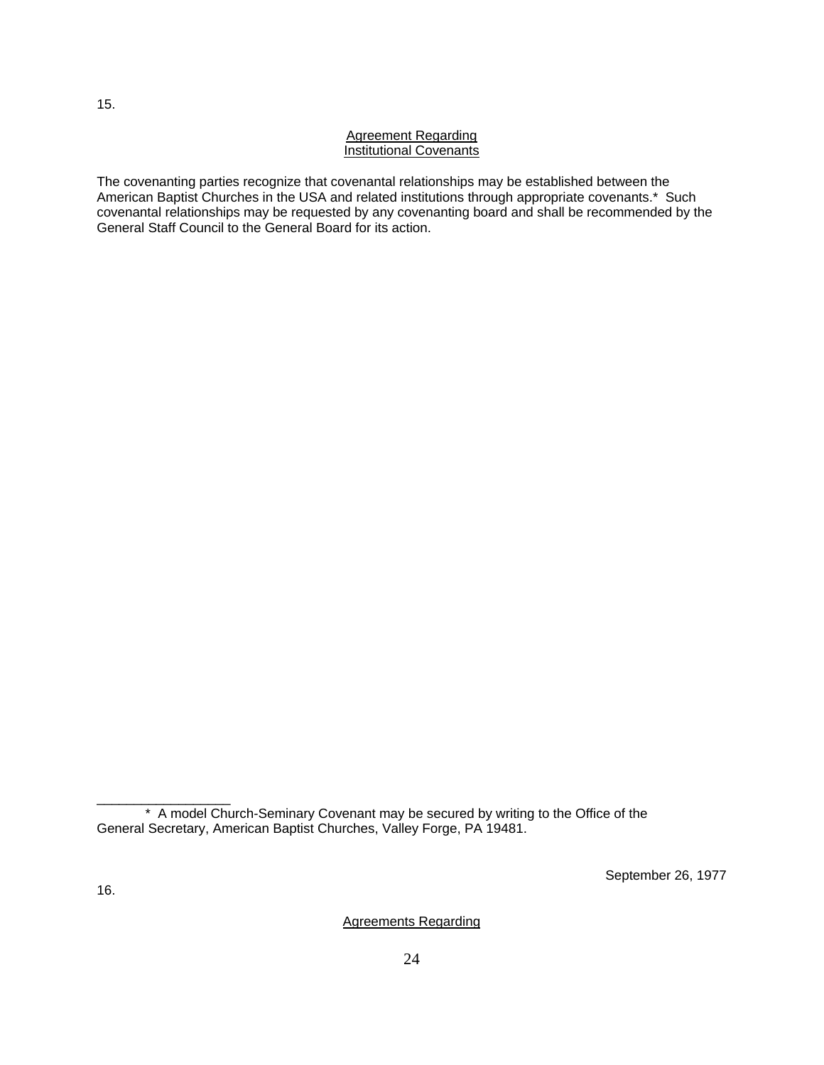15.

## Agreement Regarding Institutional Covenants

The covenanting parties recognize that covenantal relationships may be established between the American Baptist Churches in the USA and related institutions through appropriate covenants.* Such covenantal relationships may be requested by any covenanting board and shall be recommended by the General Staff Council to the General Board for its action.

---

\* A model Church-Seminary Covenant may be secured by writing to the Office of the General Secretary, American Baptist Churches, Valley Forge, PA 19481.

September 26, 1977

16.

## Agreements Regarding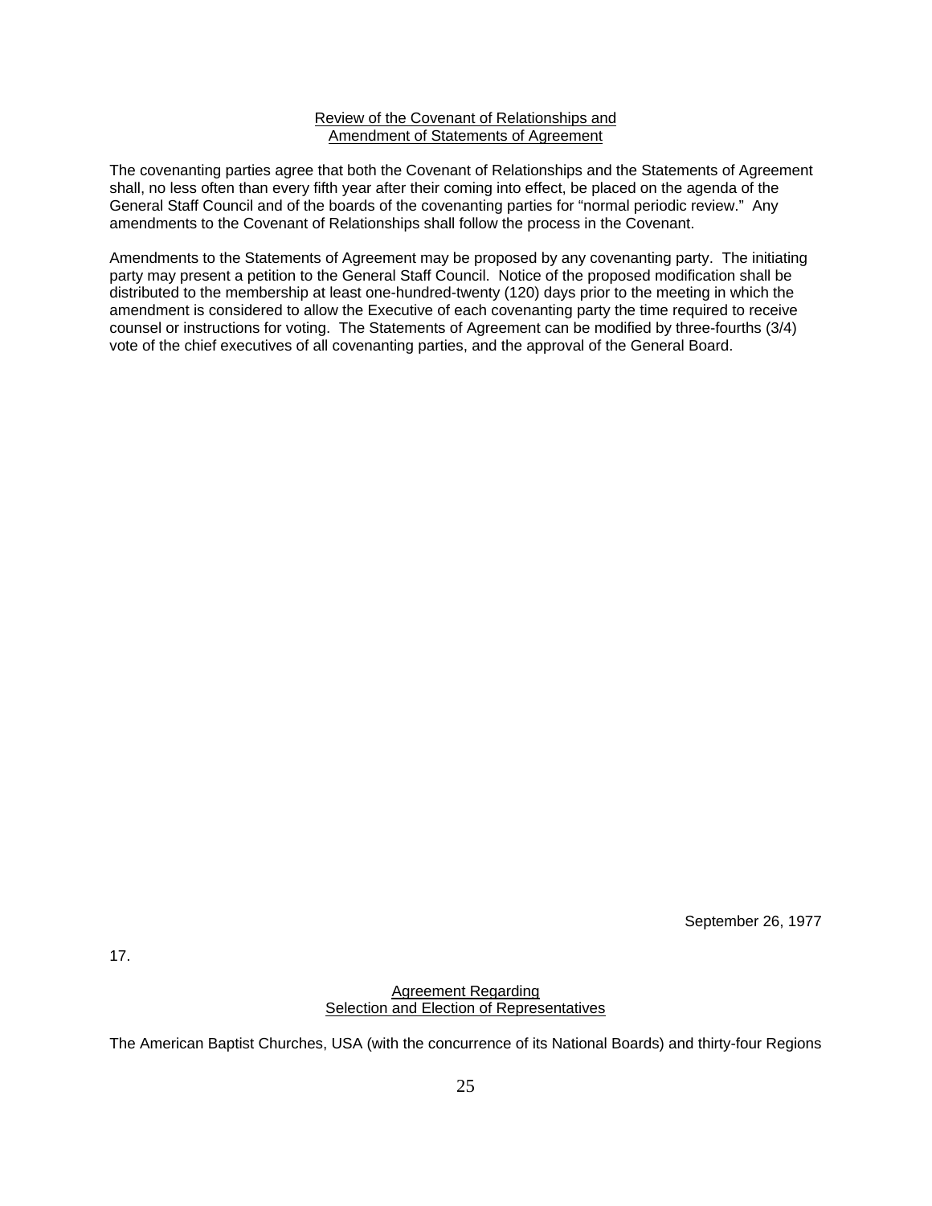## Review of the Covenant of Relationships and Amendment of Statements of Agreement

The covenanting parties agree that both the Covenant of Relationships and the Statements of Agreement shall, no less often than every fifth year after their coming into effect, be placed on the agenda of the General Staff Council and of the boards of the covenanting parties for "normal periodic review." Any amendments to the Covenant of Relationships shall follow the process in the Covenant.

Amendments to the Statements of Agreement may be proposed by any covenanting party. The initiating party may present a petition to the General Staff Council. Notice of the proposed modification shall be distributed to the membership at least one-hundred-twenty (120) days prior to the meeting in which the amendment is considered to allow the Executive of each covenanting party the time required to receive counsel or instructions for voting. The Statements of Agreement can be modified by three-fourths (3/4) vote of the chief executives of all covenanting parties, and the approval of the General Board.

September 26, 1977

17.

## Agreement Regarding Selection and Election of Representatives

The American Baptist Churches, USA (with the concurrence of its National Boards) and thirty-four Regions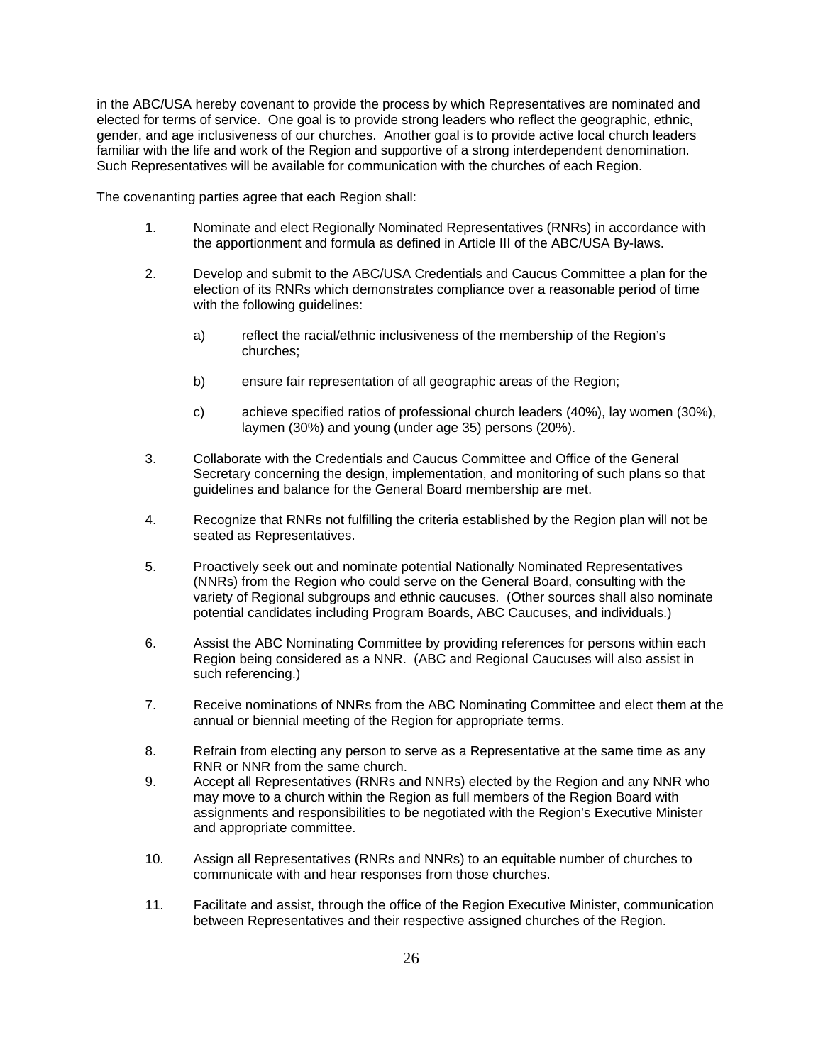in the ABC/USA hereby covenant to provide the process by which Representatives are nominated and elected for terms of service. One goal is to provide strong leaders who reflect the geographic, ethnic, gender, and age inclusiveness of our churches. Another goal is to provide active local church leaders familiar with the life and work of the Region and supportive of a strong interdependent denomination. Such Representatives will be available for communication with the churches of each Region.

The covenanting parties agree that each Region shall:

1. Nominate and elect Regionally Nominated Representatives (RNRs) in accordance with the apportionment and formula as defined in Article III of the ABC/USA By-laws.

2. Develop and submit to the ABC/USA Credentials and Caucus Committee a plan for the election of its RNRs which demonstrates compliance over a reasonable period of time with the following guidelines:

   a) reflect the racial/ethnic inclusiveness of the membership of the Region's churches;

   b) ensure fair representation of all geographic areas of the Region;

   c) achieve specified ratios of professional church leaders (40%), lay women (30%), laymen (30%) and young (under age 35) persons (20%).

3. Collaborate with the Credentials and Caucus Committee and Office of the General Secretary concerning the design, implementation, and monitoring of such plans so that guidelines and balance for the General Board membership are met.

4. Recognize that RNRs not fulfilling the criteria established by the Region plan will not be seated as Representatives.

5. Proactively seek out and nominate potential Nationally Nominated Representatives (NNRs) from the Region who could serve on the General Board, consulting with the variety of Regional subgroups and ethnic caucuses. (Other sources shall also nominate potential candidates including Program Boards, ABC Caucuses, and individuals.)

6. Assist the ABC Nominating Committee by providing references for persons within each Region being considered as a NNR. (ABC and Regional Caucuses will also assist in such referencing.)

7. Receive nominations of NNRs from the ABC Nominating Committee and elect them at the annual or biennial meeting of the Region for appropriate terms.

8. Refrain from electing any person to serve as a Representative at the same time as any RNR or NNR from the same church.

9. Accept all Representatives (RNRs and NNRs) elected by the Region and any NNR who may move to a church within the Region as full members of the Region Board with assignments and responsibilities to be negotiated with the Region's Executive Minister and appropriate committee.

10. Assign all Representatives (RNRs and NNRs) to an equitable number of churches to communicate with and hear responses from those churches.

11. Facilitate and assist, through the office of the Region Executive Minister, communication between Representatives and their respective assigned churches of the Region.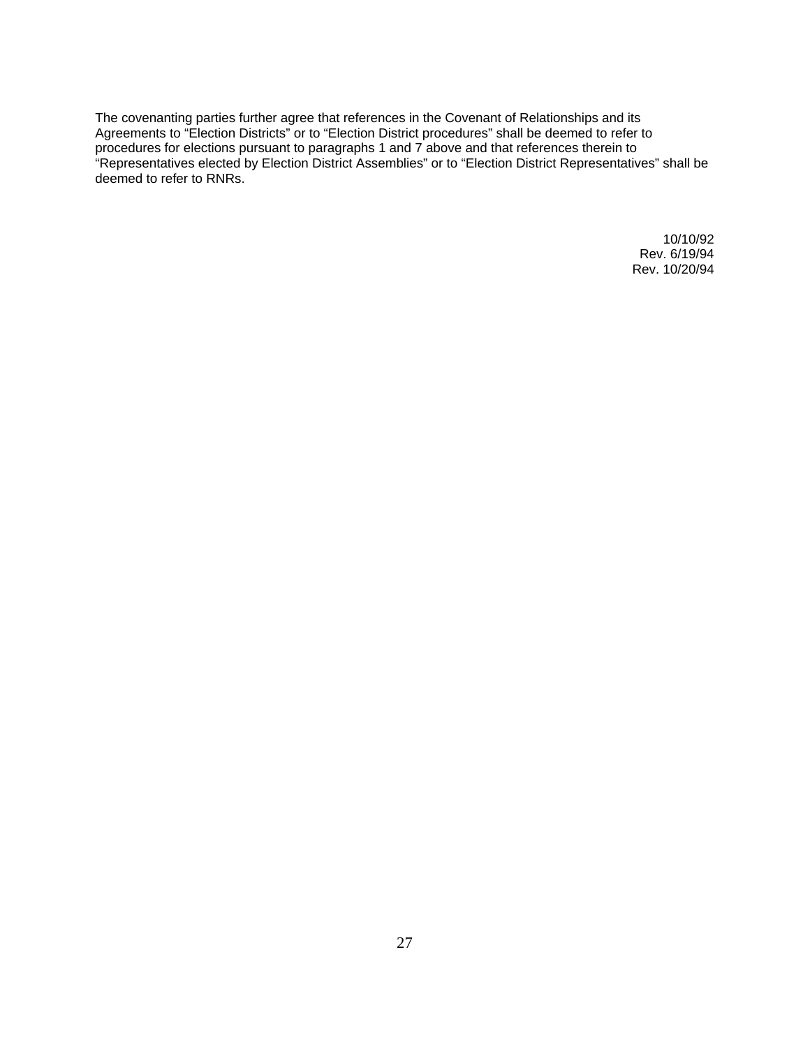The covenanting parties further agree that references in the Covenant of Relationships and its Agreements to "Election Districts" or to "Election District procedures" shall be deemed to refer to procedures for elections pursuant to paragraphs 1 and 7 above and that references therein to "Representatives elected by Election District Assemblies" or to "Election District Representatives" shall be deemed to refer to RNRs.

10/10/92
Rev. 6/19/94
Rev. 10/20/94